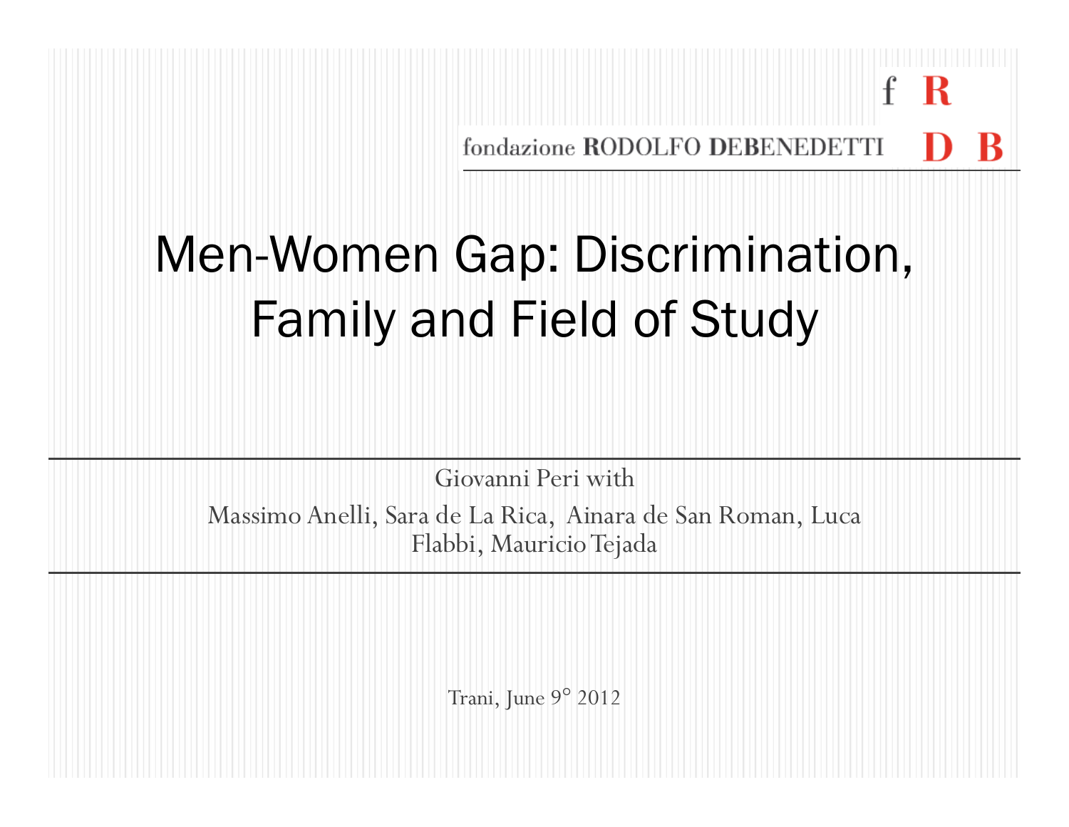fondazione RODOLFO DEBENEDETTI

# Men-Women Gap: Discrimination, Family and Field of Study

Giovanni Peri with

Massimo Anelli, Sara de La Rica, Ainara de San Roman, Luca Flabbi, Mauricio Tejada

Trani, June 9° 2012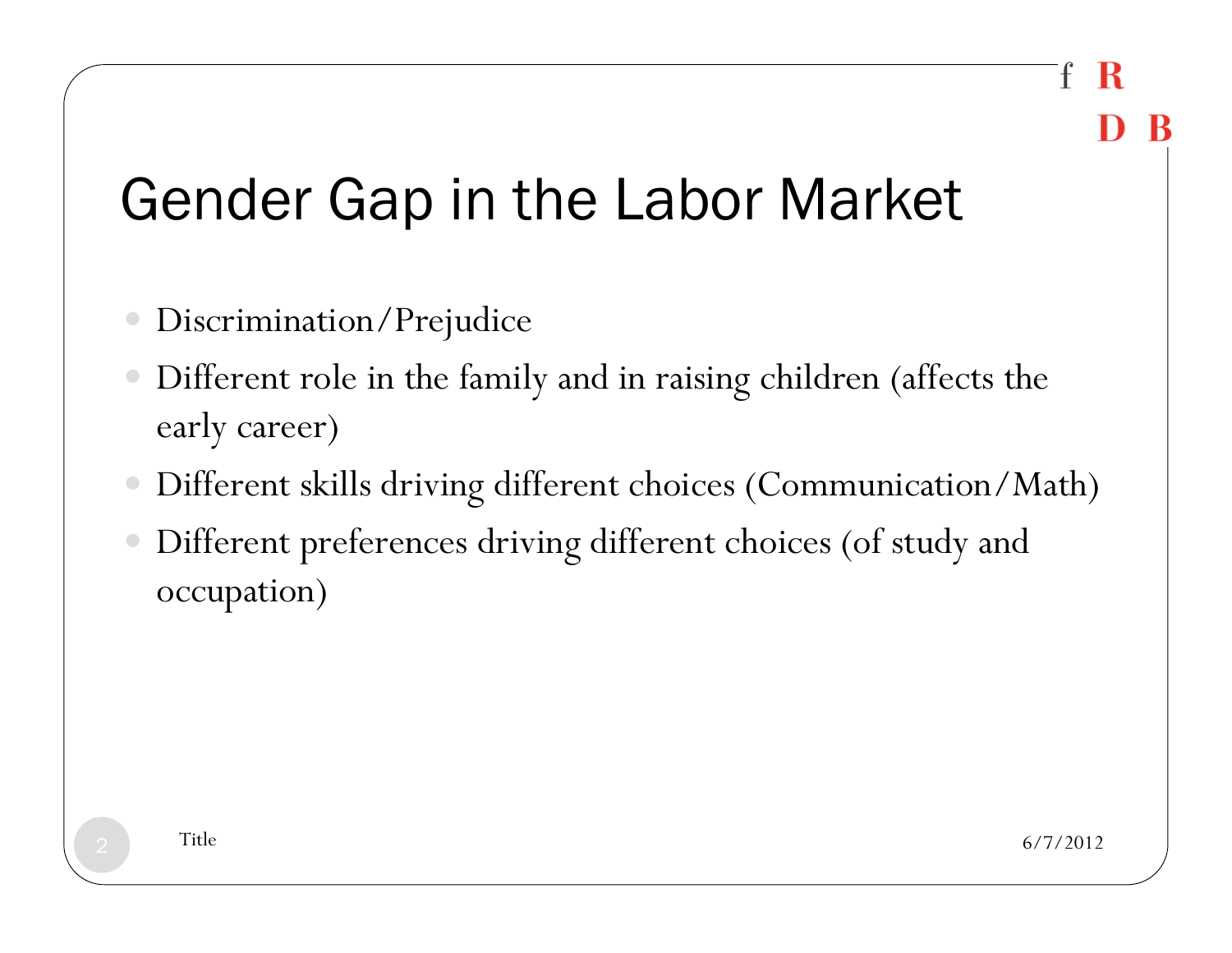# Gender Gap in the Labor Market

- Discrimination/Prejudice
- Different role in the family and in raising children (affects the early career)
- Different skills driving different choices (Communication/Math)
- Different preferences driving different choices (of study and occupation)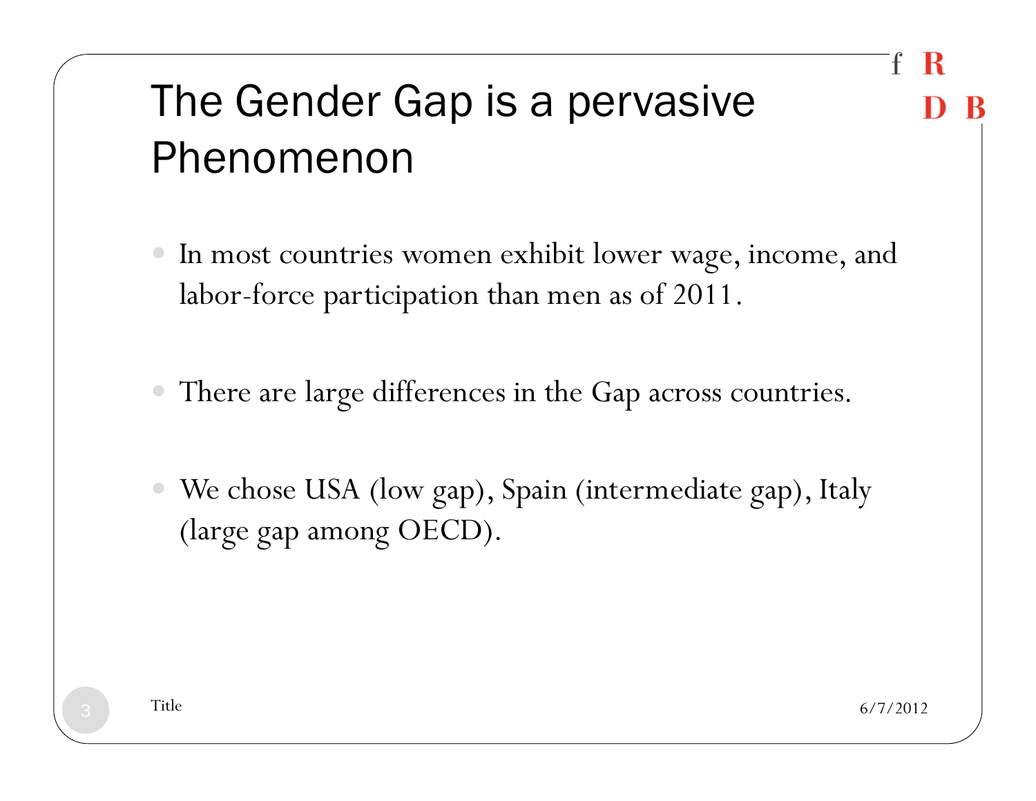# The Gender Gap is a pervasive Phenomenon

- In most countries women exhibit lower wage, income, and labor-force participation than men as of 2011.
- There are large differences in the Gap across countries.
- We chose USA (low gap), Spain (intermediate gap), Italy (large gap among OECD).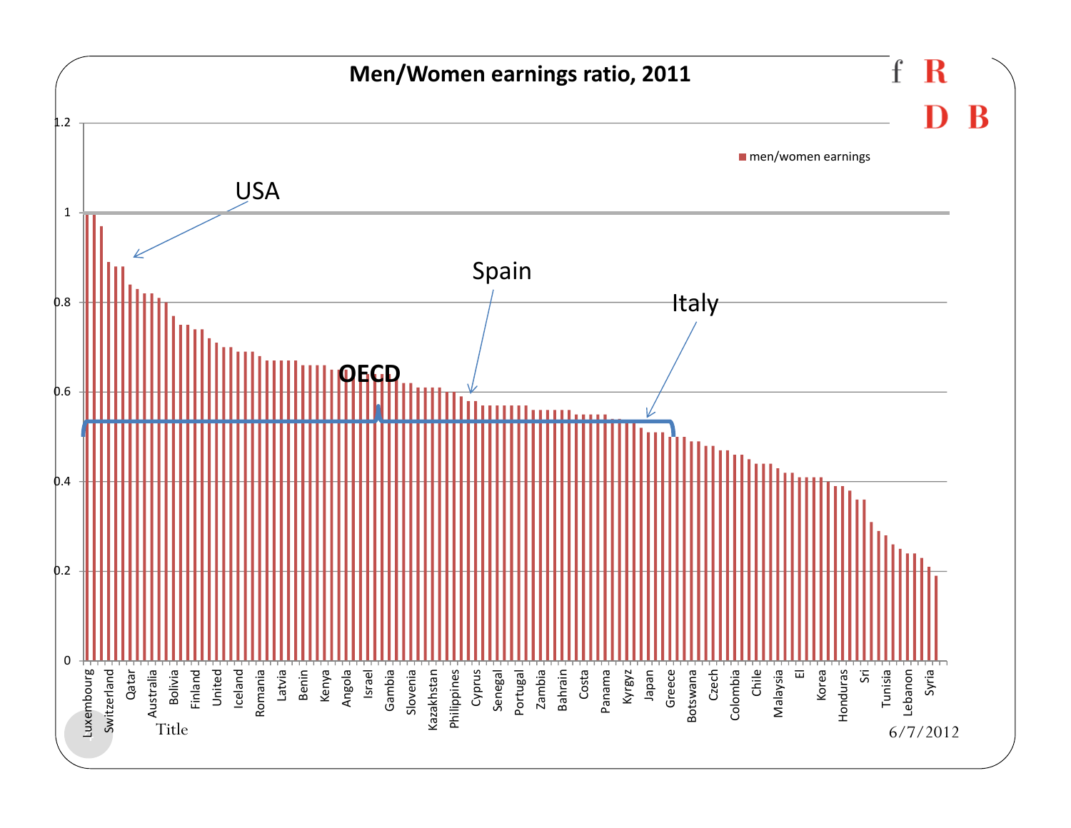# Men/Women earnings ratio, 2011

men/women earnings

USA

Spain

Italy

OECD

1.2
1
0.8
0.6
0.4
0.2
0

Luxembourg, Switzerland, Qatar, Australia, Bolivia, Finland, United, Iceland, Romania, Latvia, Benin, Kenya, Angola, Israel, Gambia, Slovenia, Kazakhstan, Philippines, Cyprus, Senegal, Portugal, Zambia, Bahrain, Costa, Panama, Kyrgyz, Japan, Greece, Botswana, Czech, Colombia, Chile, Malaysia, El, Korea, Honduras, Sri, Tunisia, Lebanon, Syria

Title

6/7/2012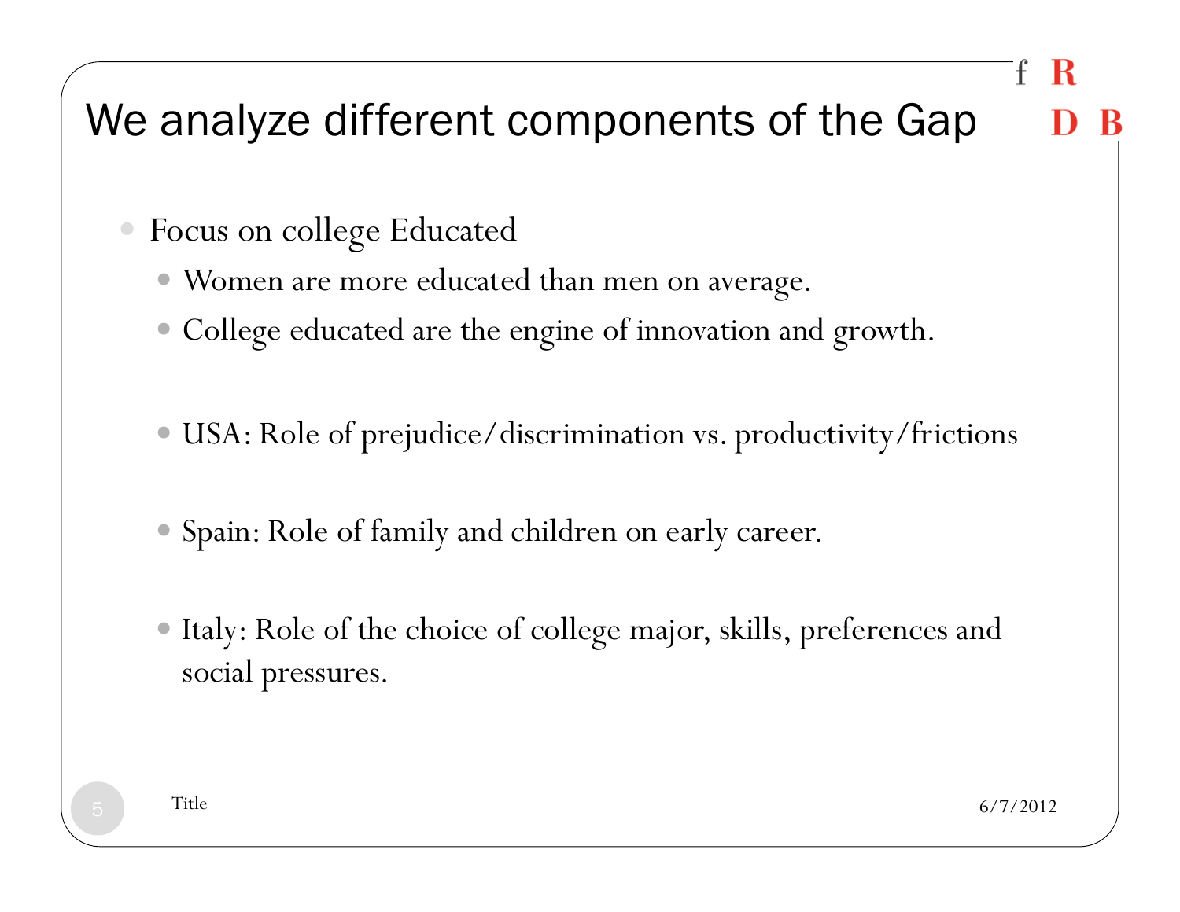# We analyze different components of the Gap

- Focus on college Educated
  - Women are more educated than men on average.
  - College educated are the engine of innovation and growth.

  - USA: Role of prejudice/discrimination vs. productivity/frictions

  - Spain: Role of family and children on early career.

  - Italy: Role of the choice of college major, skills, preferences and social pressures.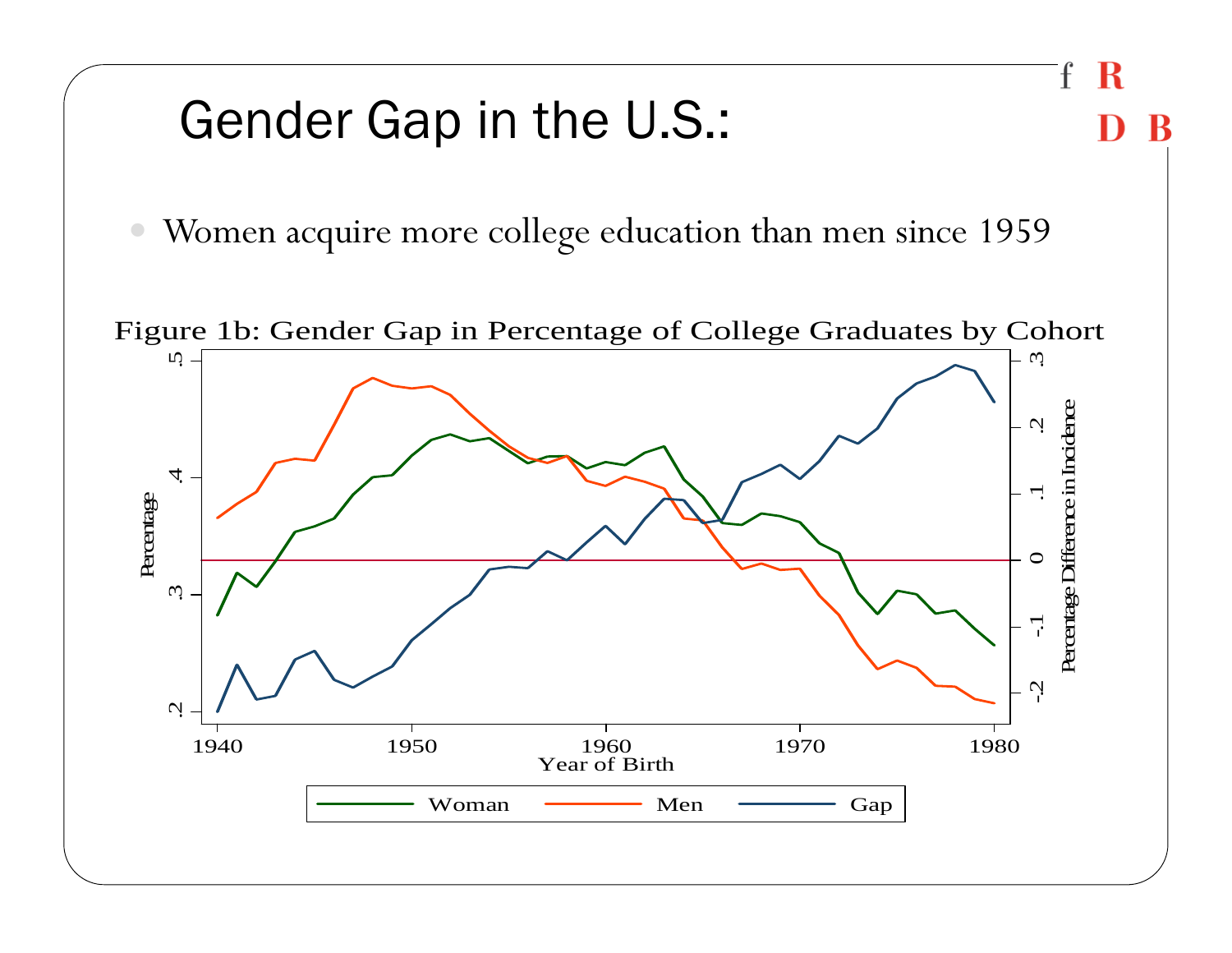# Gender Gap in the U.S.:

- Women acquire more college education than men since 1959

Figure 1b: Gender Gap in Percentage of College Graduates by Cohort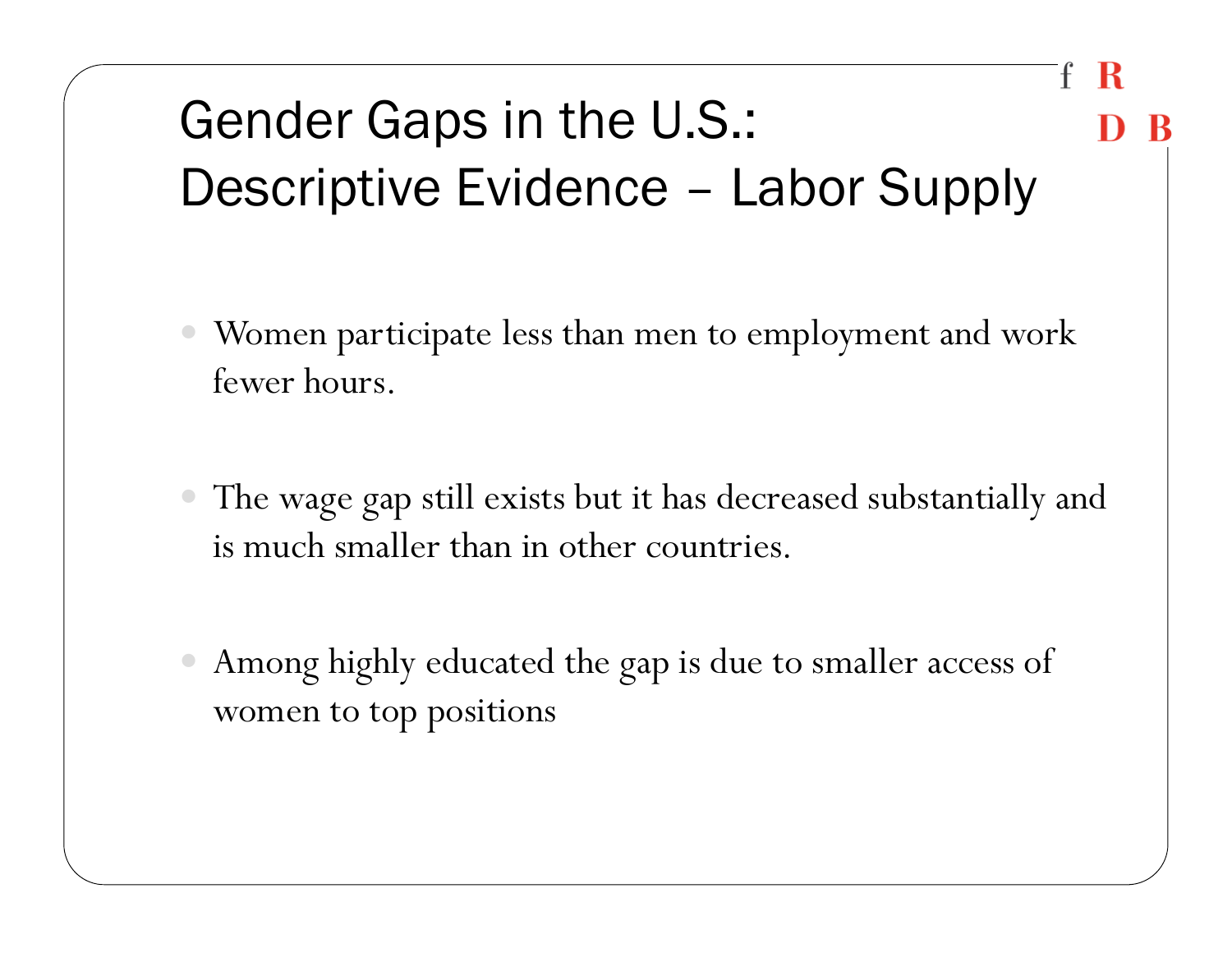# Gender Gaps in the U.S.: Descriptive Evidence – Labor Supply

- Women participate less than men to employment and work fewer hours.

- The wage gap still exists but it has decreased substantially and is much smaller than in other countries.

- Among highly educated the gap is due to smaller access of women to top positions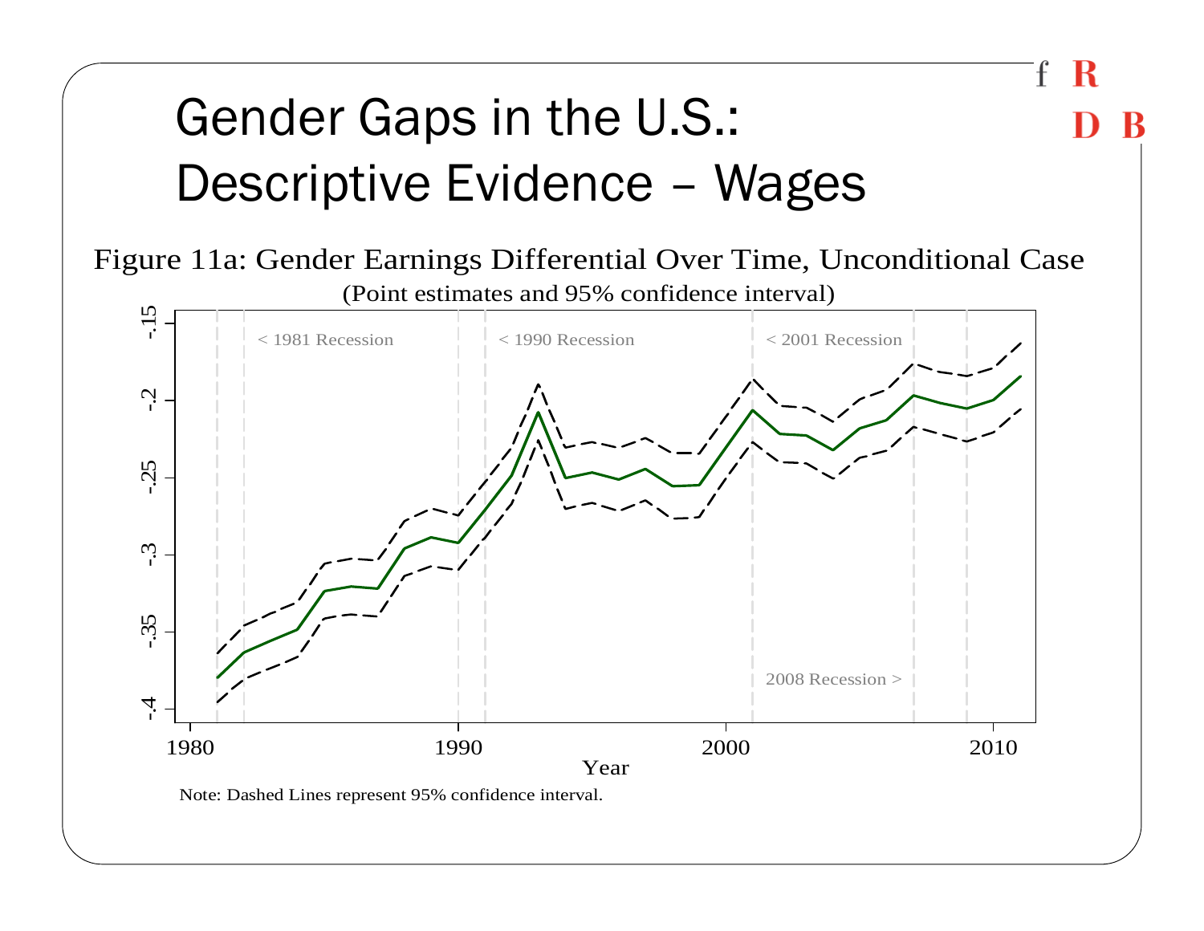# Gender Gaps in the U.S.: Descriptive Evidence – Wages

Figure 11a: Gender Earnings Differential Over Time, Unconditional Case

(Point estimates and 95% confidence interval)

Note: Dashed Lines represent 95% confidence interval.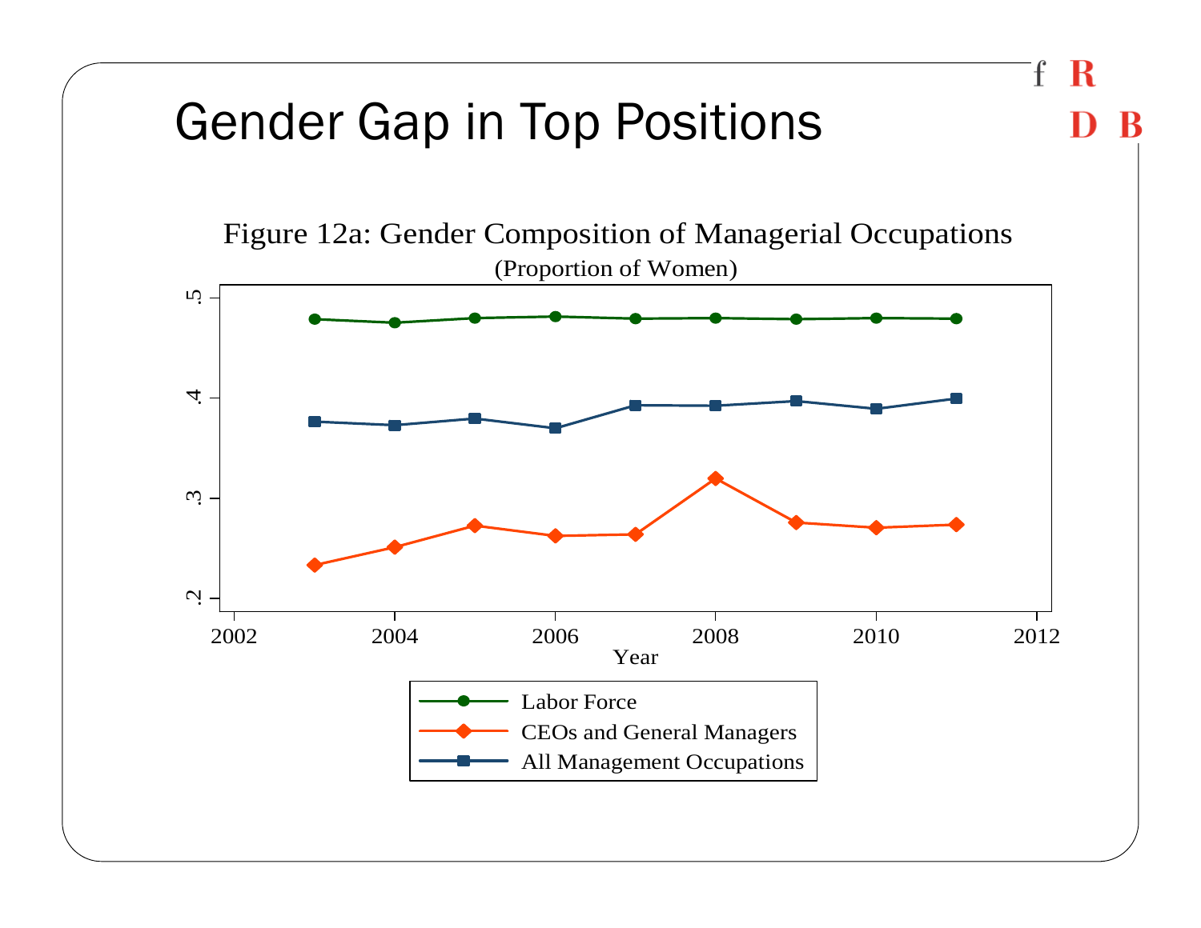# Gender Gap in Top Positions

Figure 12a: Gender Composition of Managerial Occupations

(Proportion of Women)

- Labor Force
- CEOs and General Managers
- All Management Occupations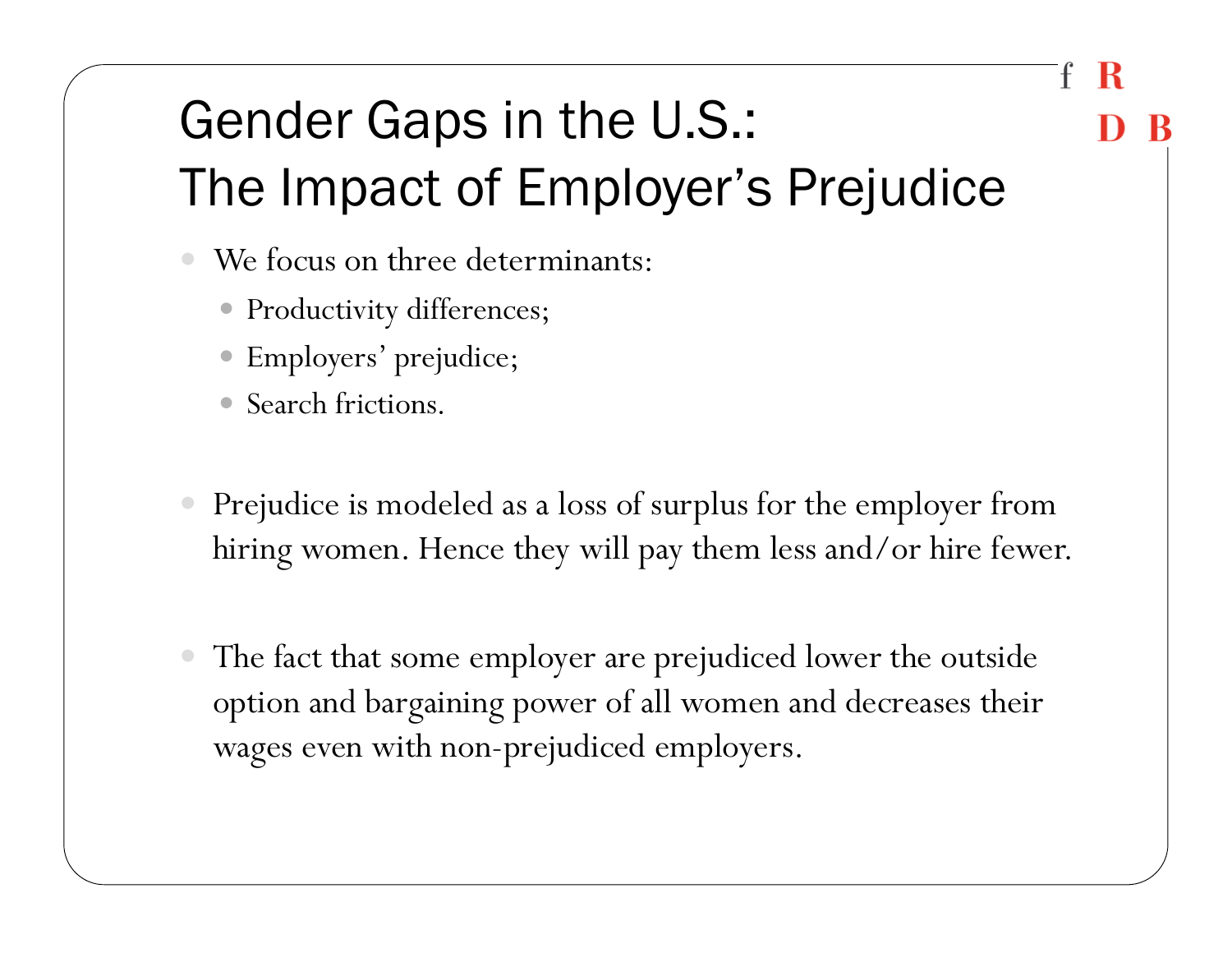# Gender Gaps in the U.S.: The Impact of Employer's Prejudice

- We focus on three determinants:
  - Productivity differences;
  - Employers' prejudice;
  - Search frictions.

- Prejudice is modeled as a loss of surplus for the employer from hiring women. Hence they will pay them less and/or hire fewer.

- The fact that some employer are prejudiced lower the outside option and bargaining power of all women and decreases their wages even with non-prejudiced employers.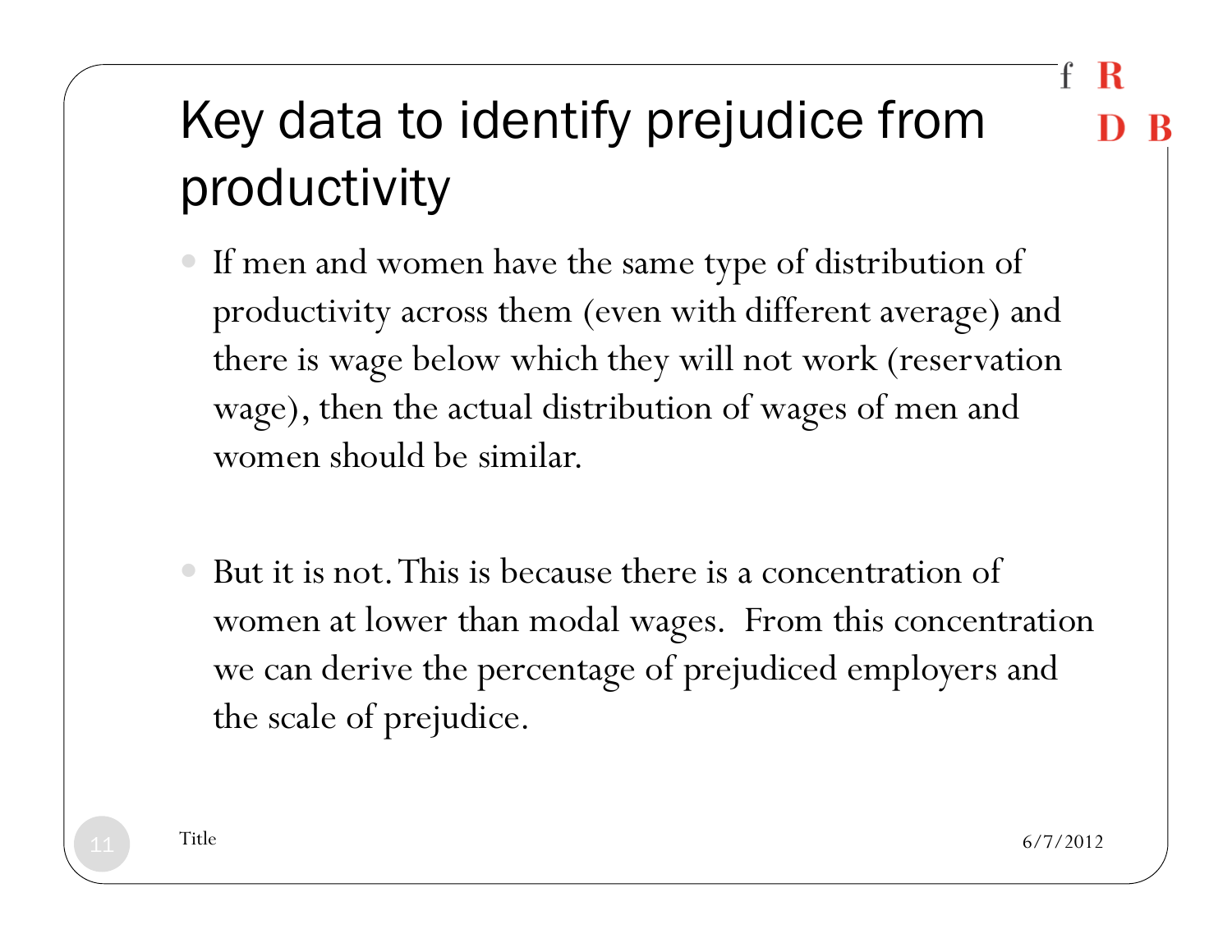# Key data to identify prejudice from productivity

- If men and women have the same type of distribution of productivity across them (even with different average) and there is wage below which they will not work (reservation wage), then the actual distribution of wages of men and women should be similar.

- But it is not. This is because there is a concentration of women at lower than modal wages. From this concentration we can derive the percentage of prejudiced employers and the scale of prejudice.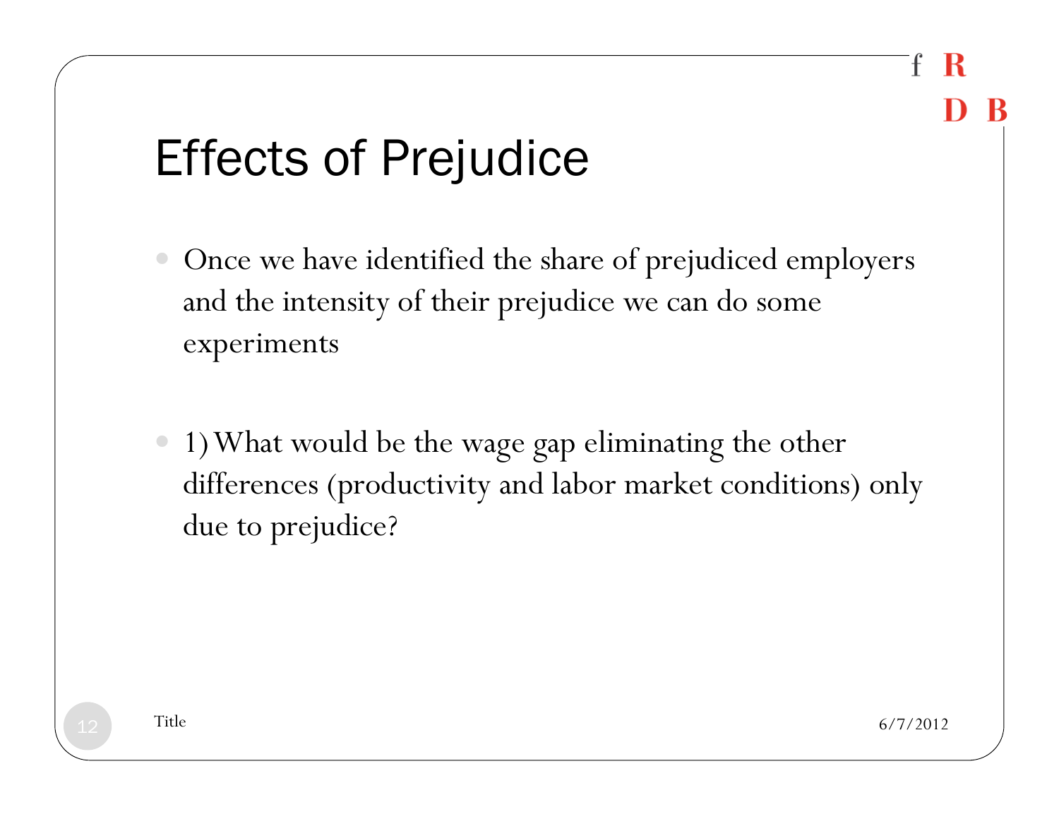# Effects of Prejudice

- Once we have identified the share of prejudiced employers and the intensity of their prejudice we can do some experiments

- 1) What would be the wage gap eliminating the other differences (productivity and labor market conditions) only due to prejudice?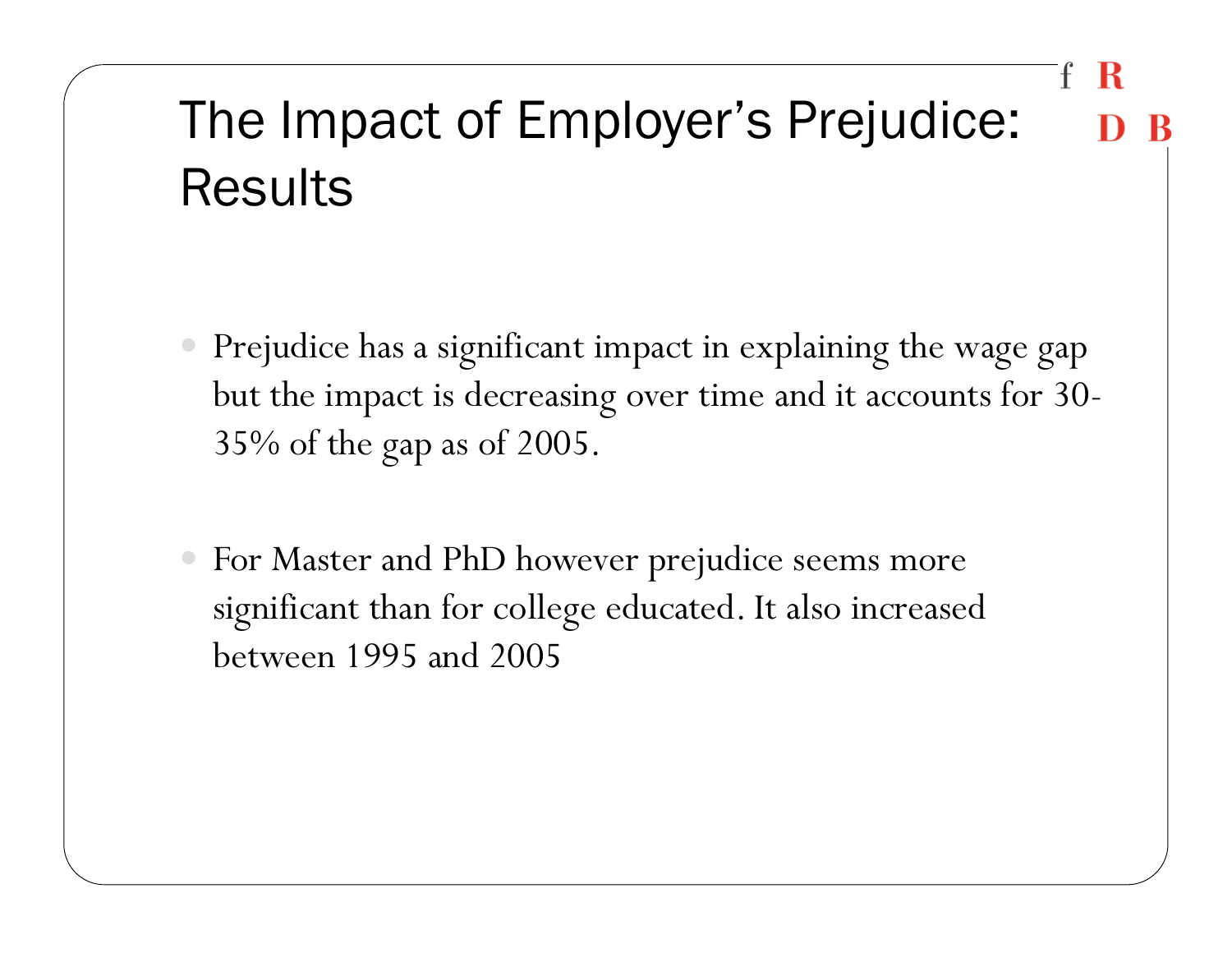# The Impact of Employer's Prejudice: Results

- Prejudice has a significant impact in explaining the wage gap but the impact is decreasing over time and it accounts for 30-35% of the gap as of 2005.

- For Master and PhD however prejudice seems more significant than for college educated. It also increased between 1995 and 2005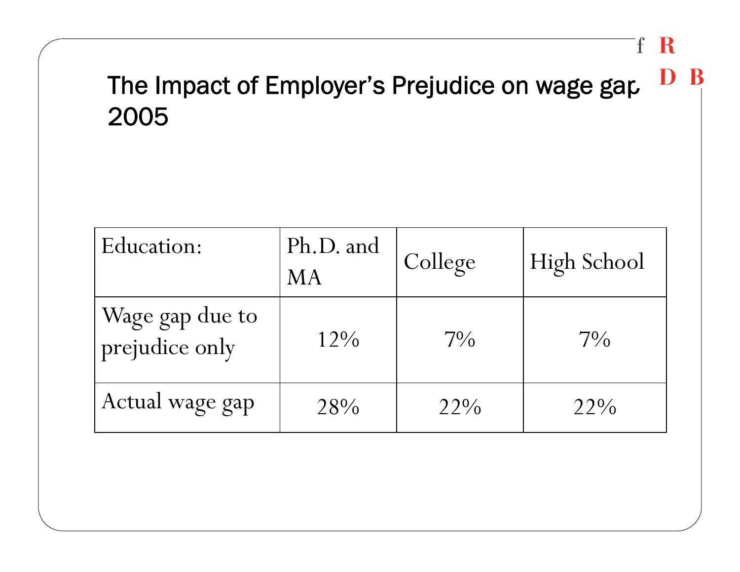# The Impact of Employer's Prejudice on wage gap 2005

| Education: | Ph.D. and MA | College | High School |
| --- | --- | --- | --- |
| Wage gap due to prejudice only | 12% | 7% | 7% |
| Actual wage gap | 28% | 22% | 22% |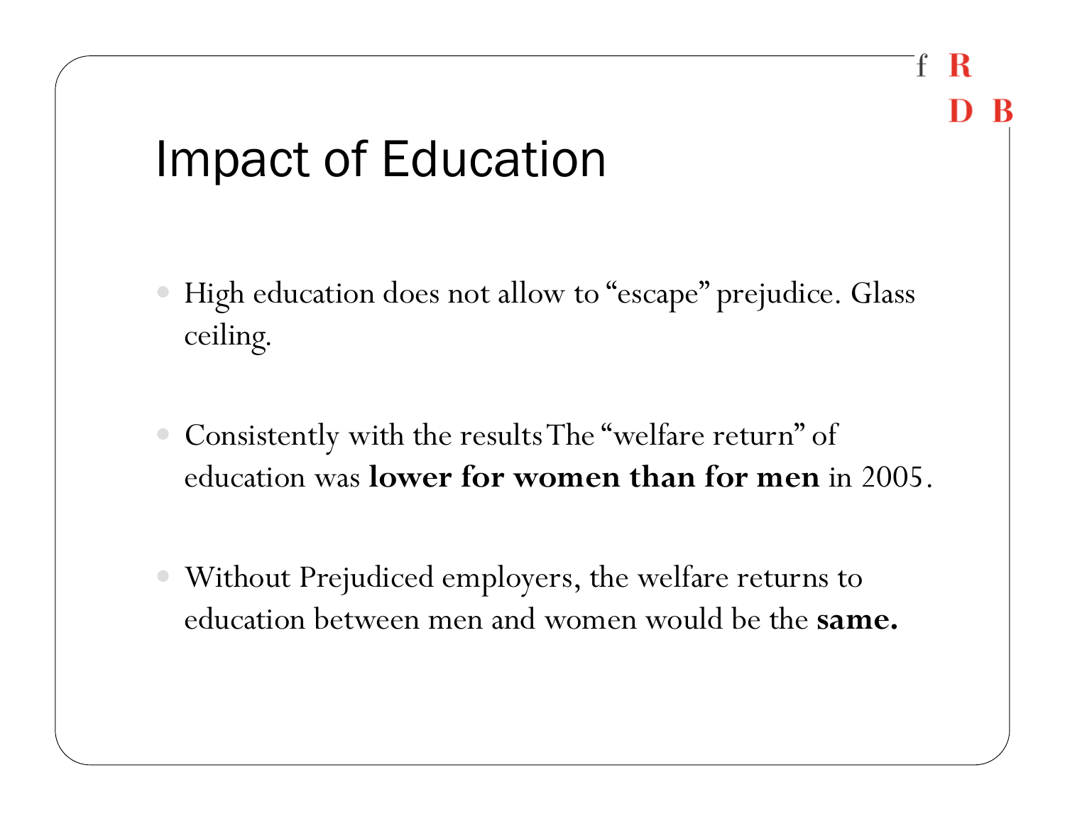# Impact of Education

- High education does not allow to "escape" prejudice. Glass ceiling.

- Consistently with the results The "welfare return" of education was **lower for women than for men** in 2005.

- Without Prejudiced employers, the welfare returns to education between men and women would be the **same.**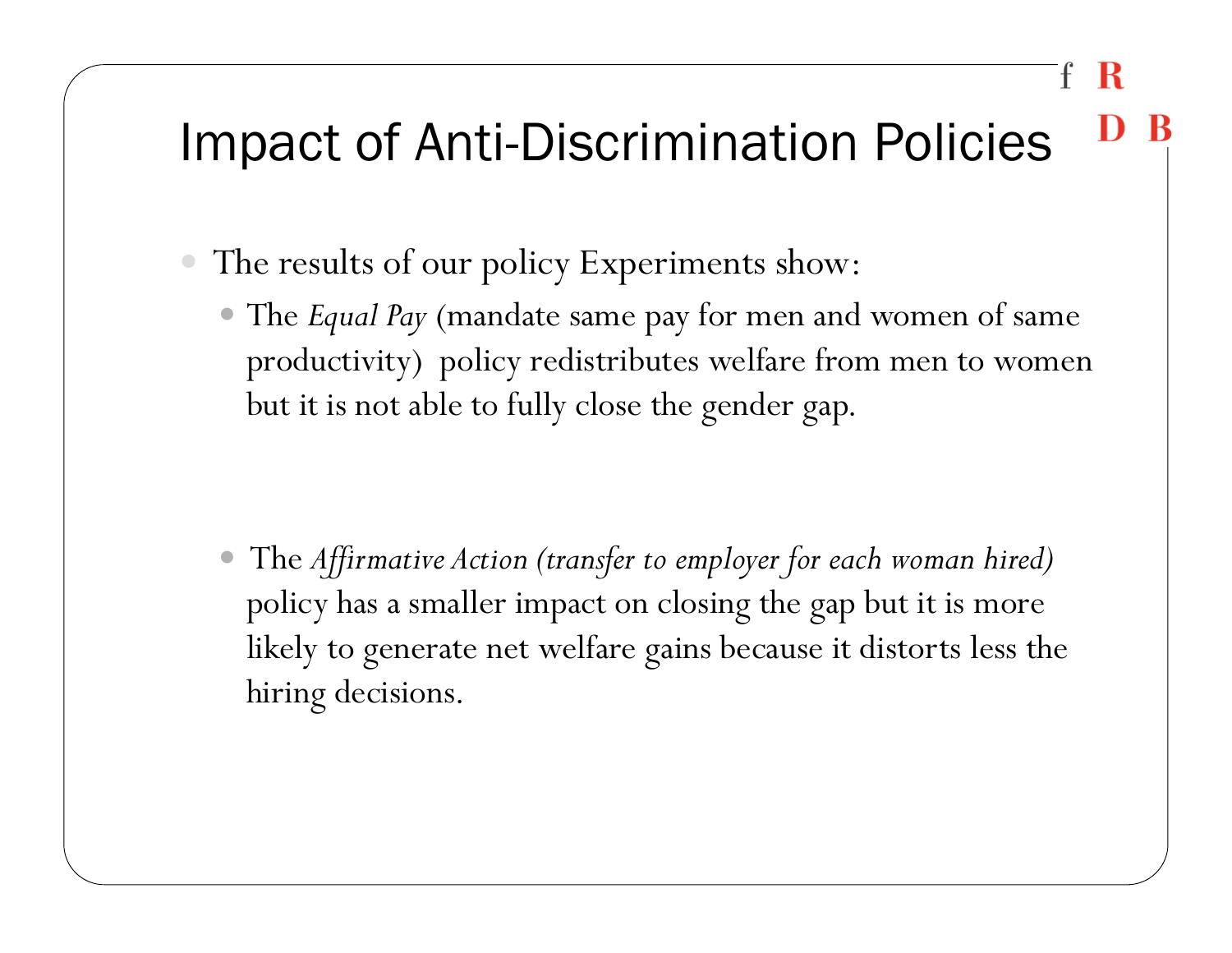# Impact of Anti-Discrimination Policies

- The results of our policy Experiments show:
  - The *Equal Pay* (mandate same pay for men and women of same productivity) policy redistributes welfare from men to women but it is not able to fully close the gender gap.
  - The *Affirmative Action (transfer to employer for each woman hired)* policy has a smaller impact on closing the gap but it is more likely to generate net welfare gains because it distorts less the hiring decisions.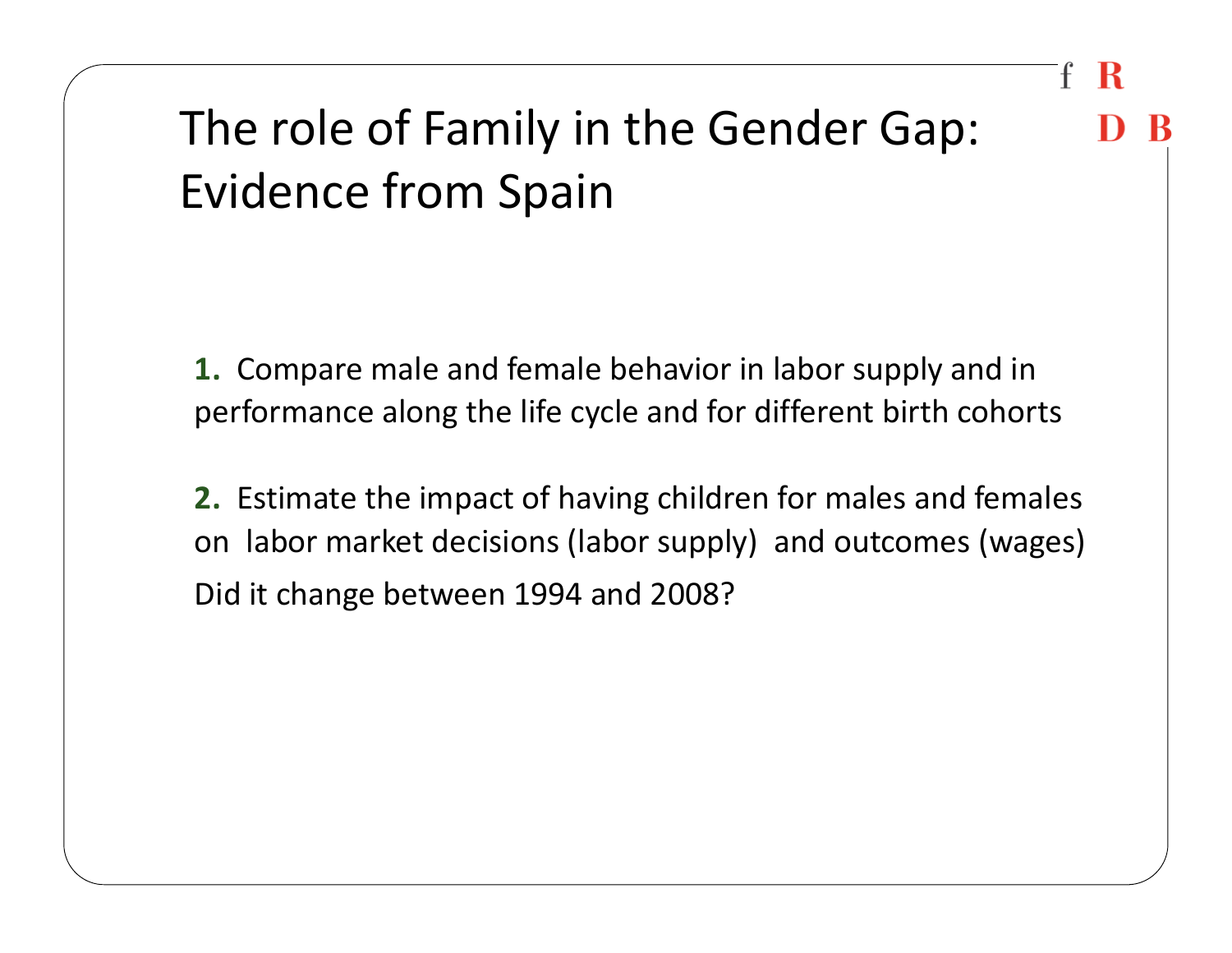# The role of Family in the Gender Gap: Evidence from Spain

**1.** Compare male and female behavior in labor supply and in performance along the life cycle and for different birth cohorts

**2.** Estimate the impact of having children for males and females on labor market decisions (labor supply) and outcomes (wages)

Did it change between 1994 and 2008?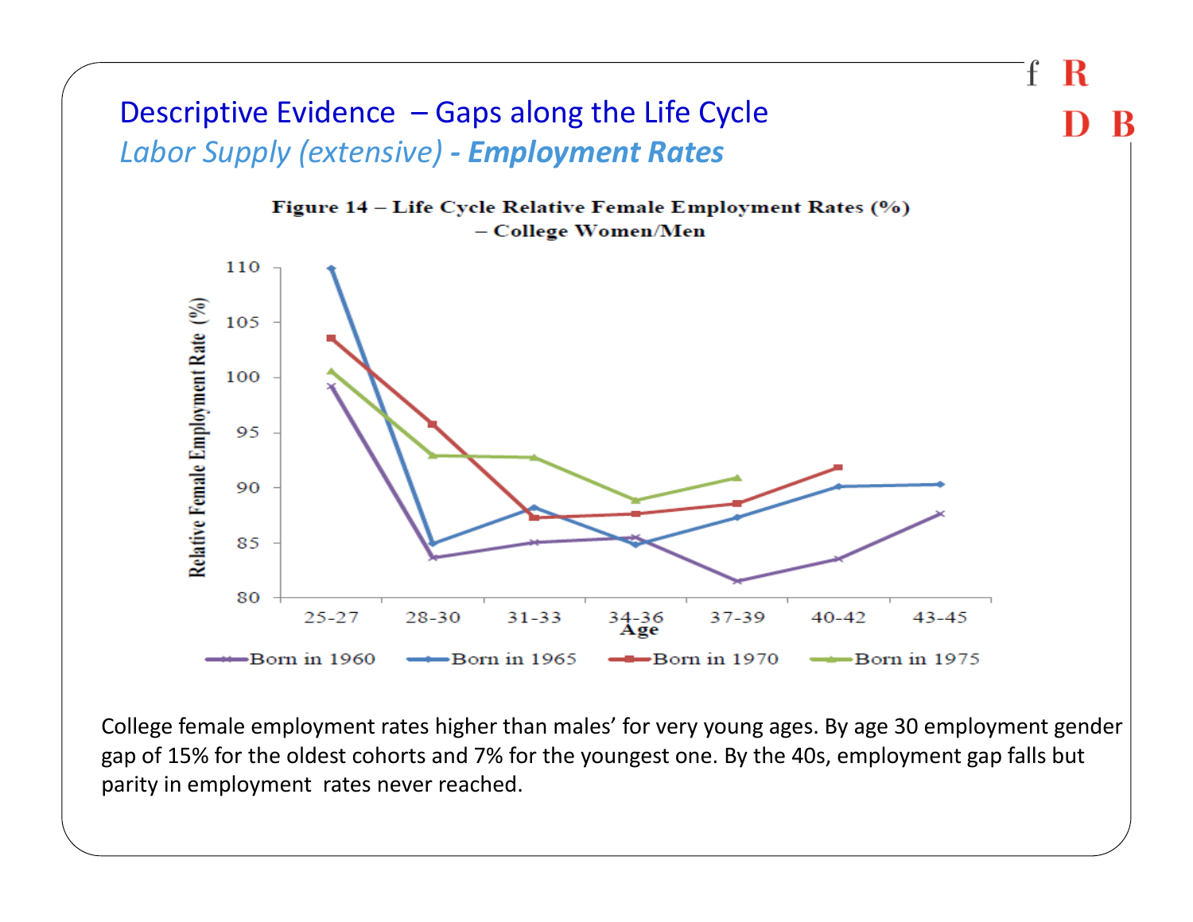# Descriptive Evidence – Gaps along the Life Cycle

## *Labor Supply (extensive)* - ***Employment Rates***

**Figure 14 – Life Cycle Relative Female Employment Rates (%) – College Women/Men**

College female employment rates higher than males' for very young ages. By age 30 employment gender gap of 15% for the oldest cohorts and 7% for the youngest one. By the 40s, employment gap falls but parity in employment rates never reached.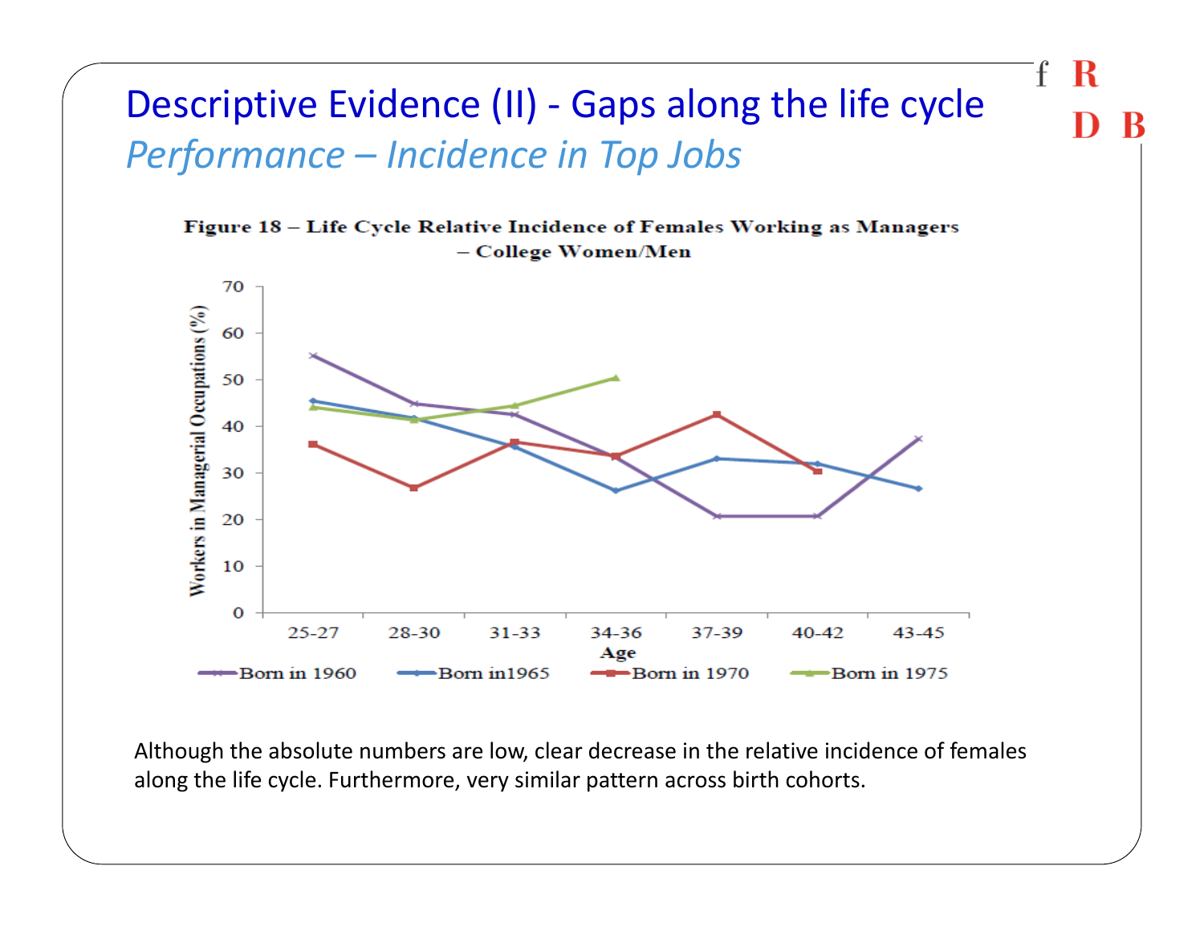# Descriptive Evidence (II) - Gaps along the life cycle

## *Performance – Incidence in Top Jobs*

**Figure 18 – Life Cycle Relative Incidence of Females Working as Managers – College Women/Men**

Although the absolute numbers are low, clear decrease in the relative incidence of females along the life cycle. Furthermore, very similar pattern across birth cohorts.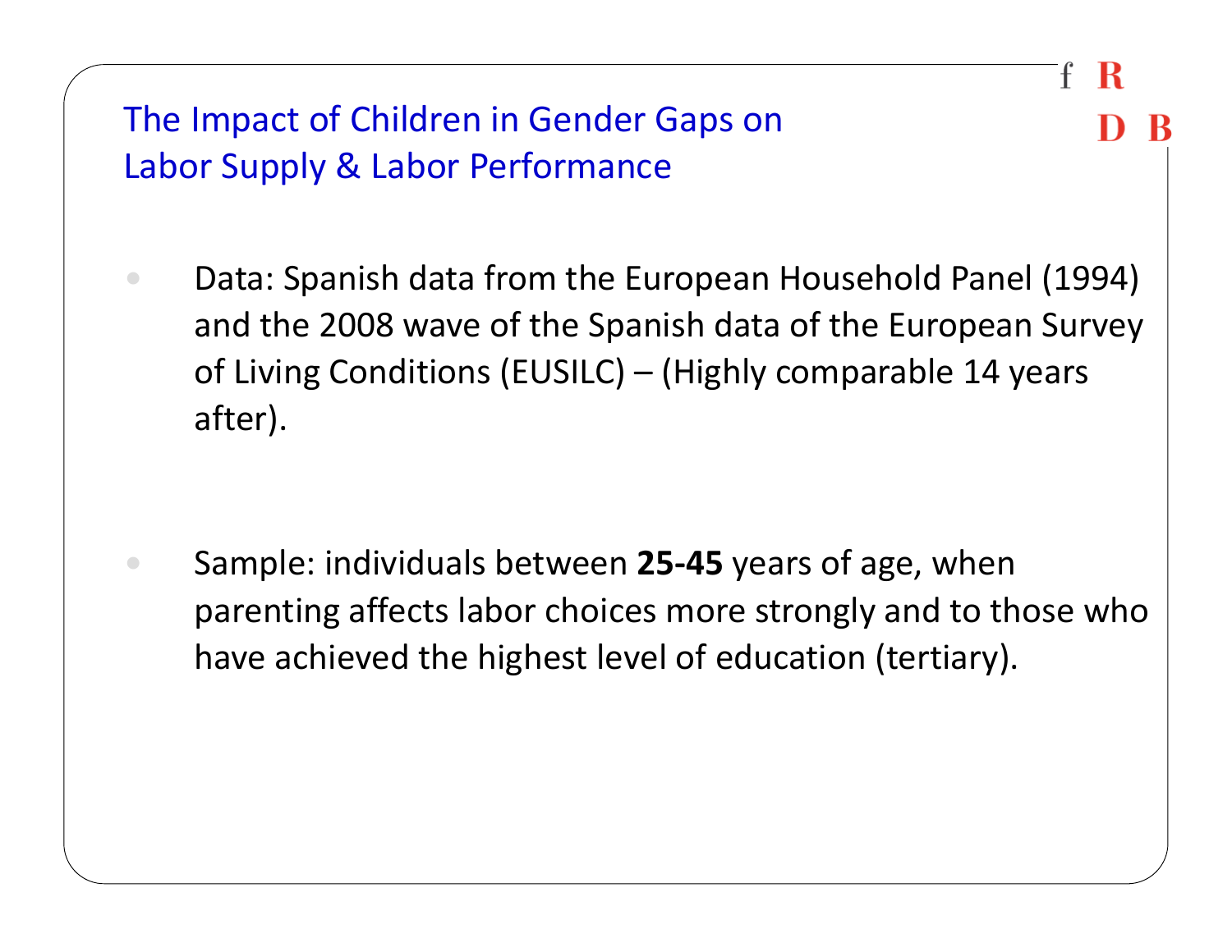## The Impact of Children in Gender Gaps on Labor Supply & Labor Performance

- Data: Spanish data from the European Household Panel (1994) and the 2008 wave of the Spanish data of the European Survey of Living Conditions (EUSILC) – (Highly comparable 14 years after).

- Sample: individuals between **25-45** years of age, when parenting affects labor choices more strongly and to those who have achieved the highest level of education (tertiary).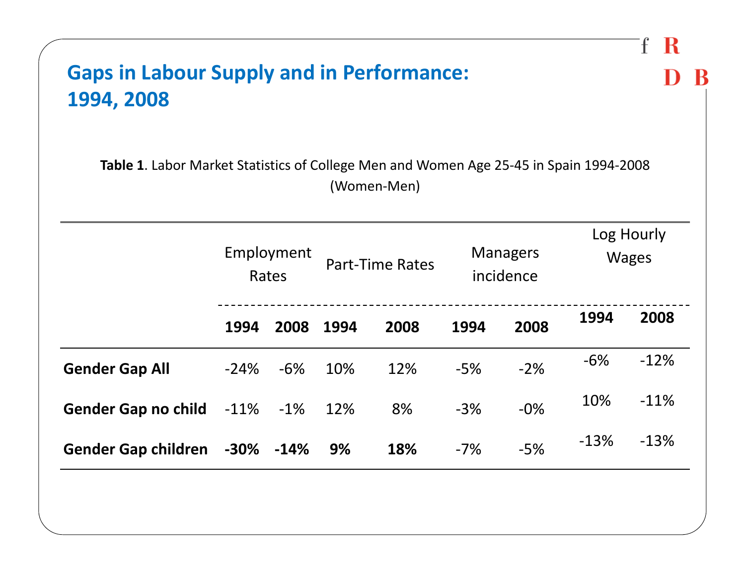# Gaps in Labour Supply and in Performance: 1994, 2008

**Table 1**. Labor Market Statistics of College Men and Women Age 25-45 in Spain 1994-2008 (Women-Men)

| | Employment Rates | | Part-Time Rates | | Managers incidence | | Log Hourly Wages | |
|---|---|---|---|---|---|---|---|---|
| | **1994** | **2008** | **1994** | **2008** | **1994** | **2008** | **1994** | **2008** |
| **Gender Gap All** | -24% | -6% | 10% | 12% | -5% | -2% | -6% | -12% |
| **Gender Gap no child** | -11% | -1% | 12% | 8% | -3% | -0% | 10% | -11% |
| **Gender Gap children** | **-30%** | **-14%** | **9%** | **18%** | -7% | -5% | -13% | -13% |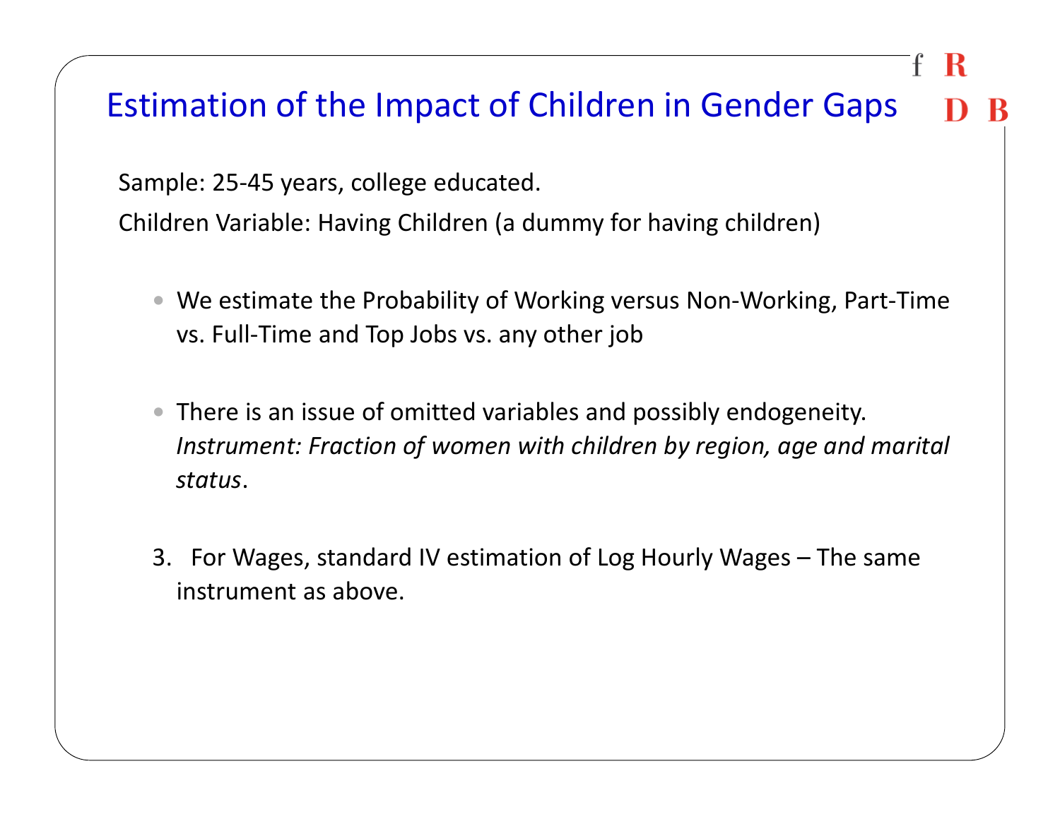# Estimation of the Impact of Children in Gender Gaps

Sample: 25-45 years, college educated.

Children Variable: Having Children (a dummy for having children)

- We estimate the Probability of Working versus Non-Working, Part-Time vs. Full-Time and Top Jobs vs. any other job

- There is an issue of omitted variables and possibly endogeneity. *Instrument: Fraction of women with children by region, age and marital status*.

3. For Wages, standard IV estimation of Log Hourly Wages – The same instrument as above.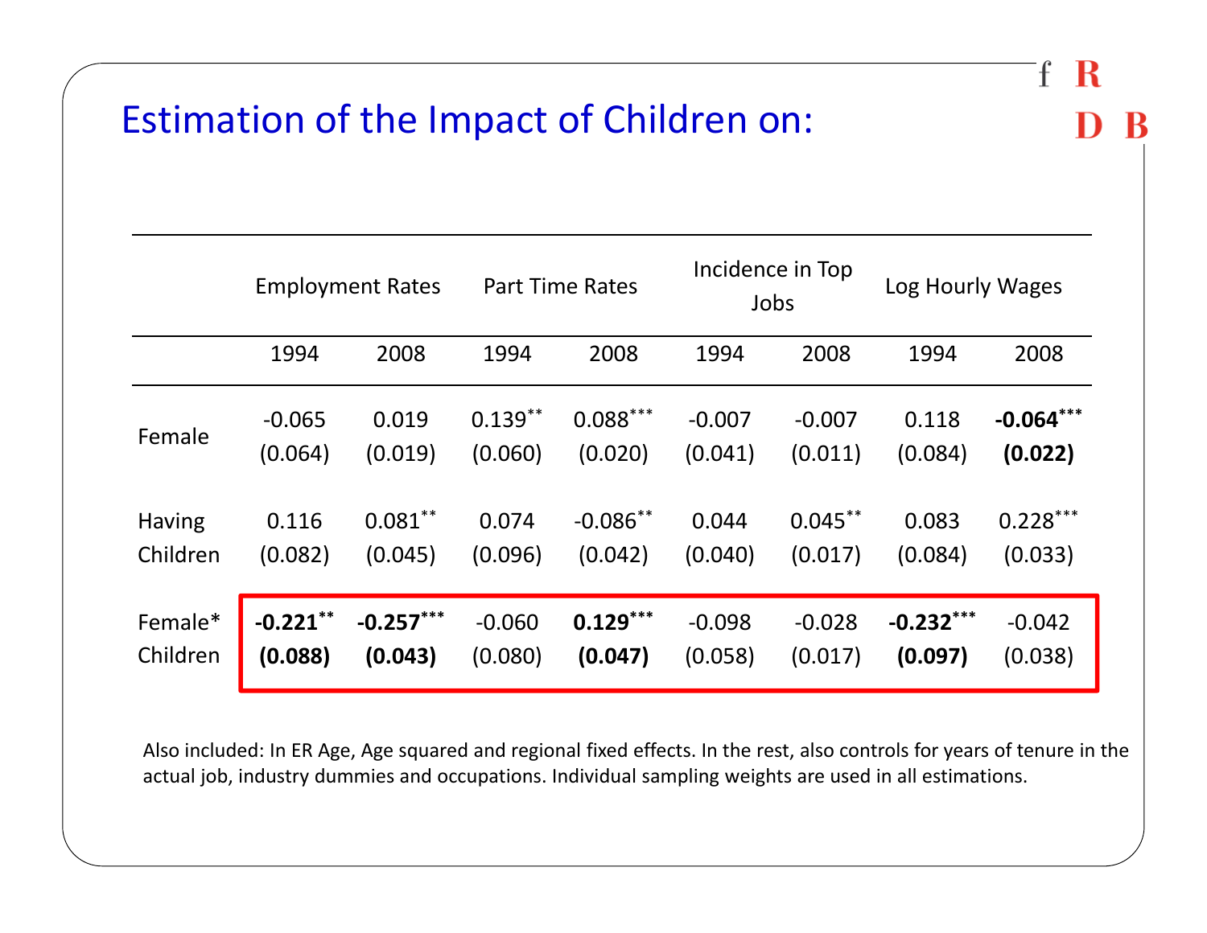# Estimation of the Impact of Children on:

| | Employment Rates | | Part Time Rates | | Incidence in Top Jobs | | Log Hourly Wages | |
|---|---|---|---|---|---|---|---|---|
| | 1994 | 2008 | 1994 | 2008 | 1994 | 2008 | 1994 | 2008 |
| Female | -0.065 (0.064) | 0.019 (0.019) | 0.139** (0.060) | 0.088*** (0.020) | -0.007 (0.041) | -0.007 (0.011) | 0.118 (0.084) | **-0.064*** (0.022)** |
| Having Children | 0.116 (0.082) | 0.081** (0.045) | 0.074 (0.096) | -0.086** (0.042) | 0.044 (0.040) | 0.045** (0.017) | 0.083 (0.084) | 0.228*** (0.033) |
| Female* Children | **-0.221** (0.088)** | **-0.257*** (0.043)** | -0.060 (0.080) | **0.129*** (0.047)** | -0.098 (0.058) | -0.028 (0.017) | **-0.232*** (0.097)** | -0.042 (0.038) |

Also included: In ER Age, Age squared and regional fixed effects. In the rest, also controls for years of tenure in the actual job, industry dummies and occupations. Individual sampling weights are used in all estimations.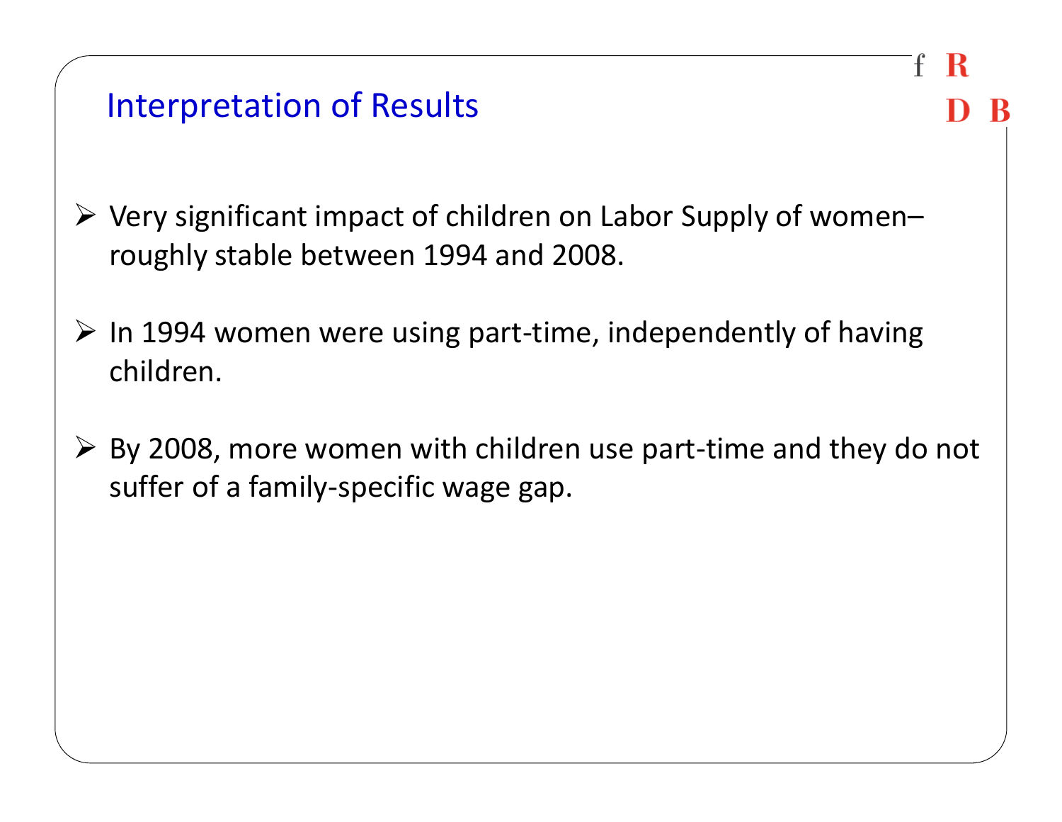## Interpretation of Results

- Very significant impact of children on Labor Supply of women– roughly stable between 1994 and 2008.
- In 1994 women were using part-time, independently of having children.
- By 2008, more women with children use part-time and they do not suffer of a family-specific wage gap.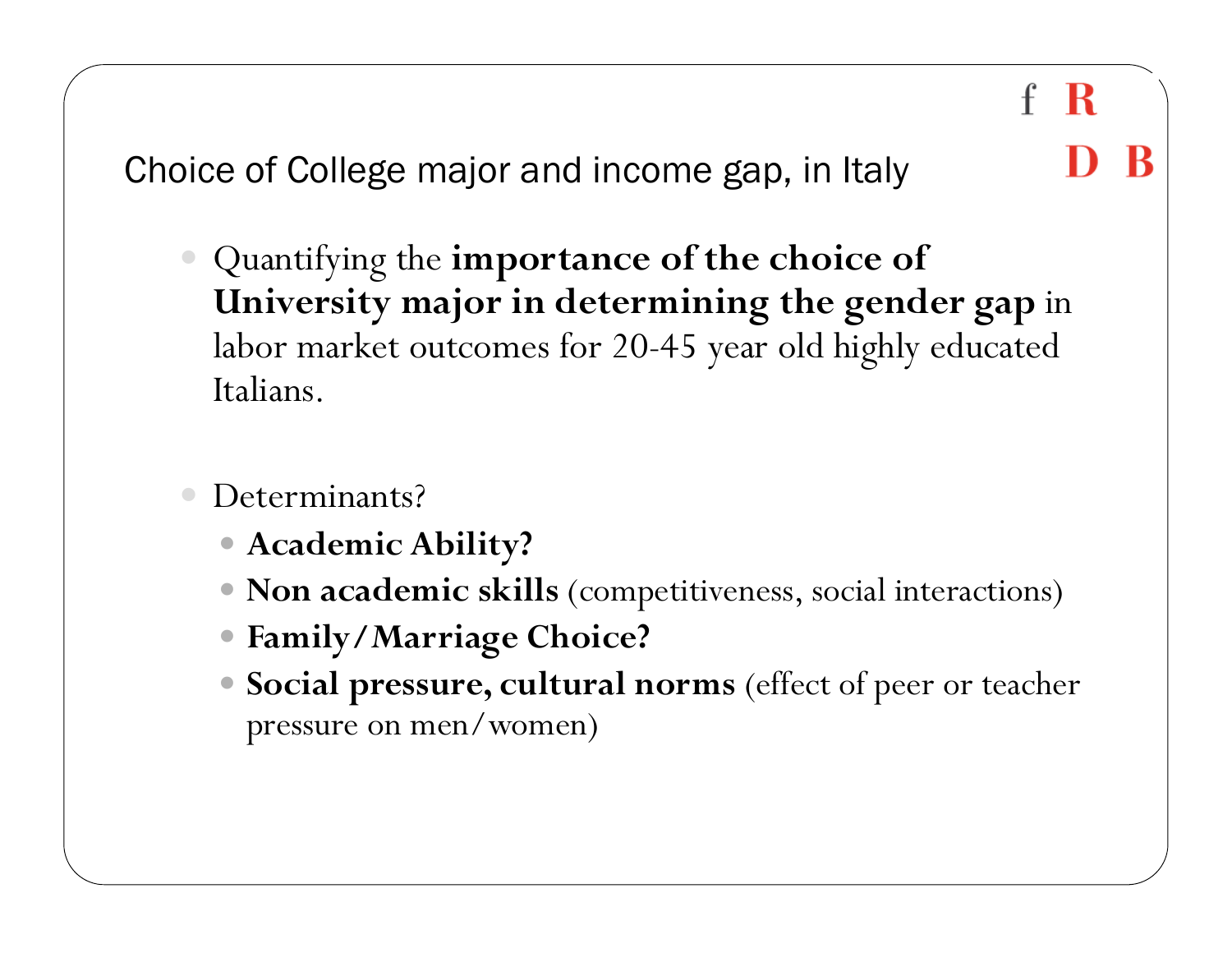## Choice of College major and income gap, in Italy

- Quantifying the **importance of the choice of University major in determining the gender gap** in labor market outcomes for 20-45 year old highly educated Italians.

- Determinants?
  - **Academic Ability?**
  - **Non academic skills** (competitiveness, social interactions)
  - **Family/Marriage Choice?**
  - **Social pressure, cultural norms** (effect of peer or teacher pressure on men/women)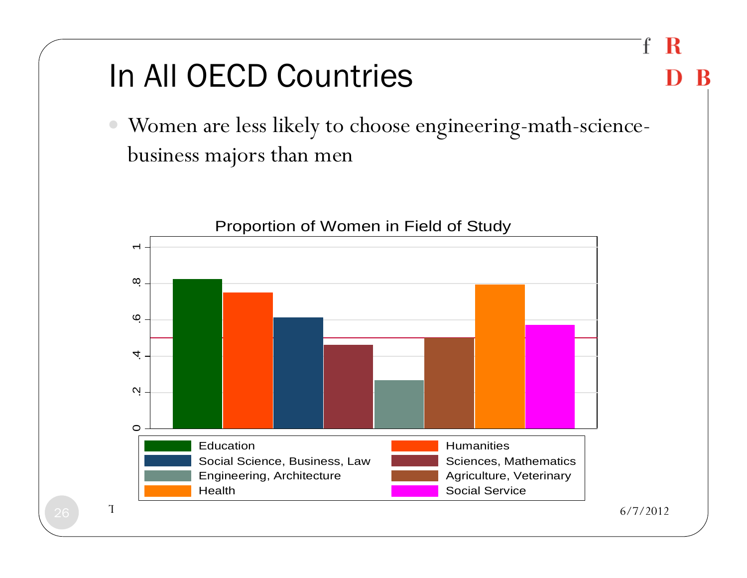# In All OECD Countries

- Women are less likely to choose engineering-math-science-business majors than men

Proportion of Women in Field of Study

- Education
- Humanities
- Social Science, Business, Law
- Sciences, Mathematics
- Engineering, Architecture
- Agriculture, Veterinary
- Health
- Social Service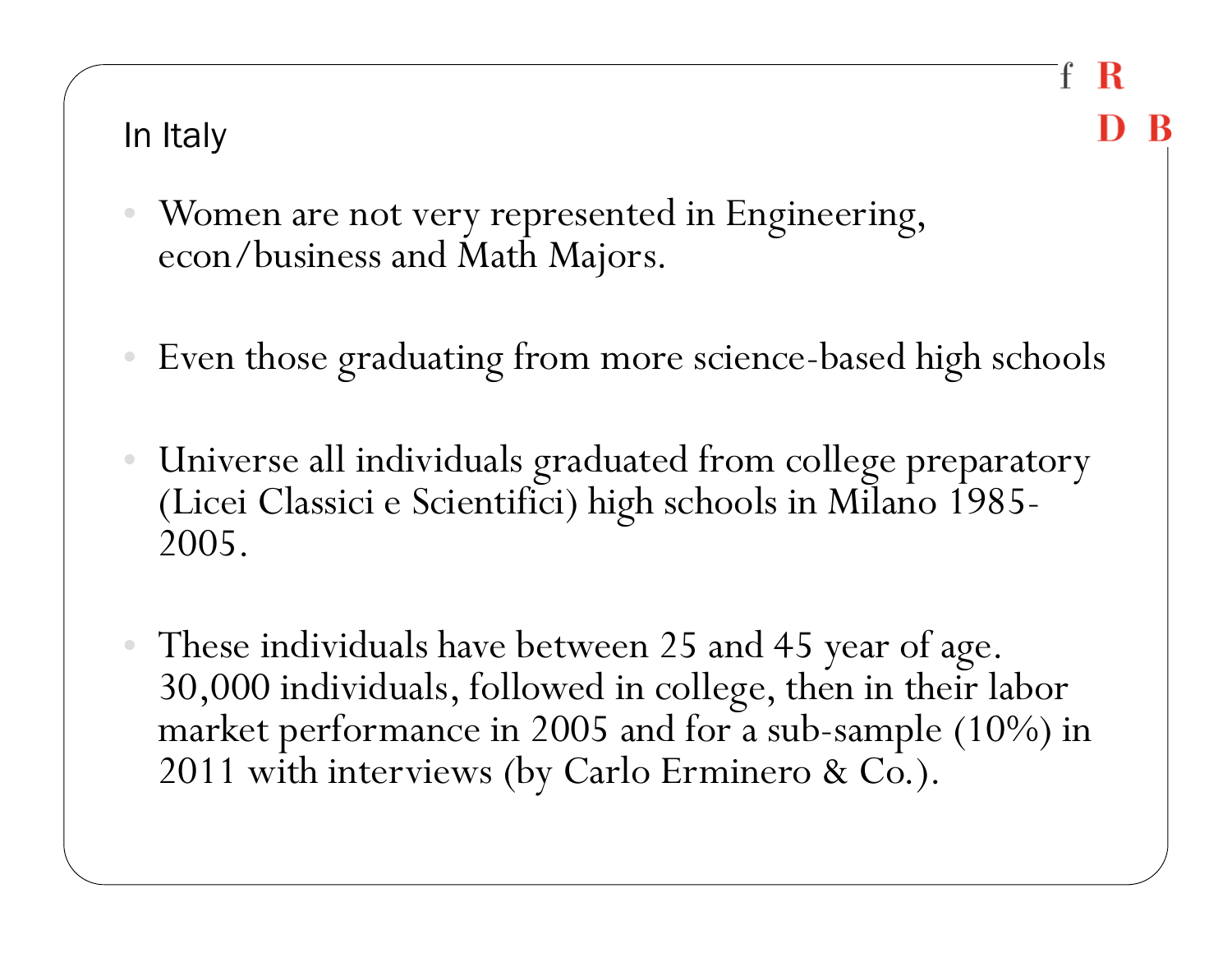## In Italy

- Women are not very represented in Engineering, econ/business and Math Majors.
- Even those graduating from more science-based high schools
- Universe all individuals graduated from college preparatory (Licei Classici e Scientifici) high schools in Milano 1985-2005.
- These individuals have between 25 and 45 year of age. 30,000 individuals, followed in college, then in their labor market performance in 2005 and for a sub-sample (10%) in 2011 with interviews (by Carlo Erminero & Co.).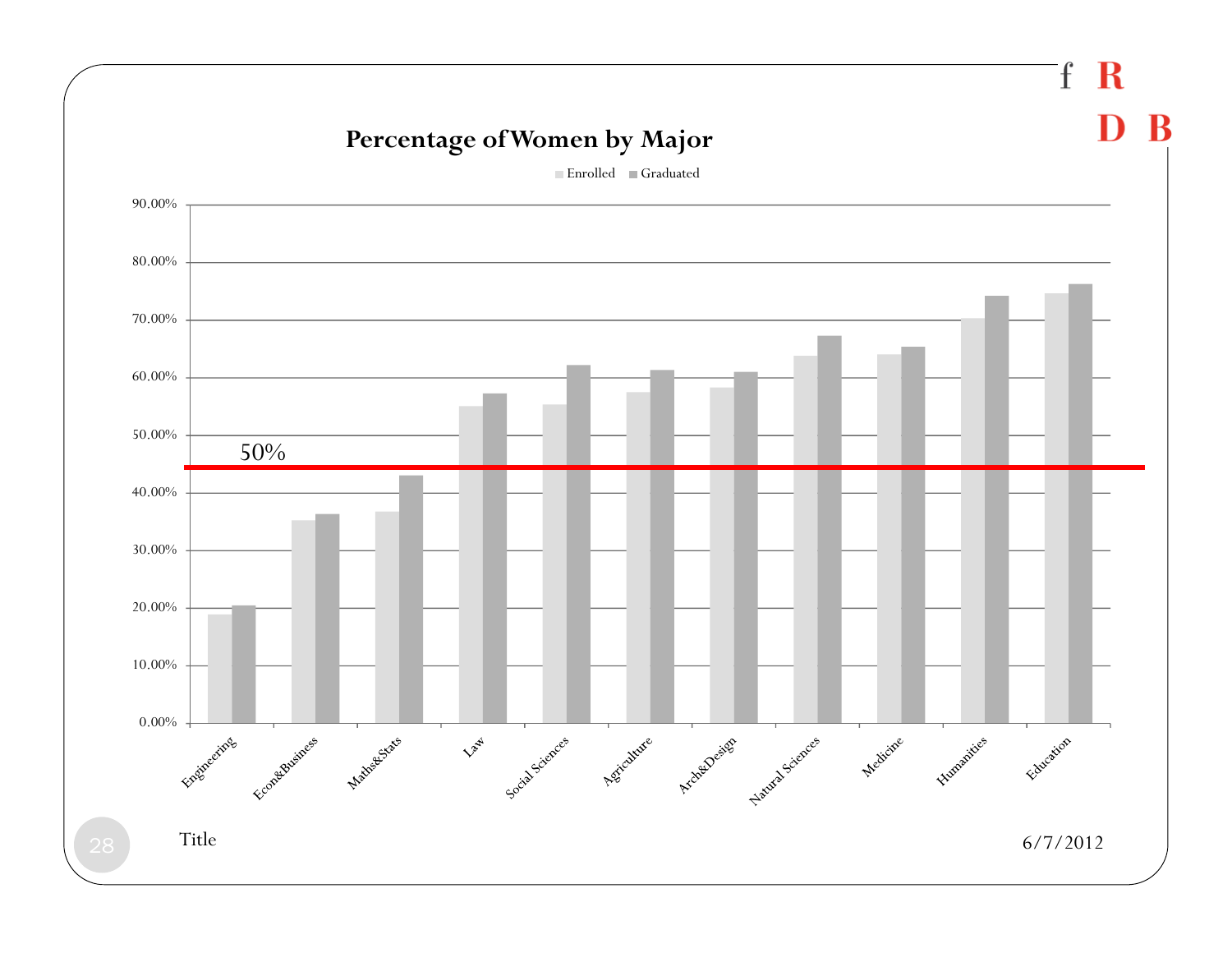## Percentage of Women by Major

Enrolled ■ Graduated

50%

| Major | Enrolled | Graduated |
|---|---|---|
| Engineering | | |
| Econ&Business | | |
| Maths&Stats | | |
| Law | | |
| Social Sciences | | |
| Agriculture | | |
| Arch&Design | | |
| Natural Sciences | | |
| Medicine | | |
| Humanities | | |
| Education | | |

Title

6/7/2012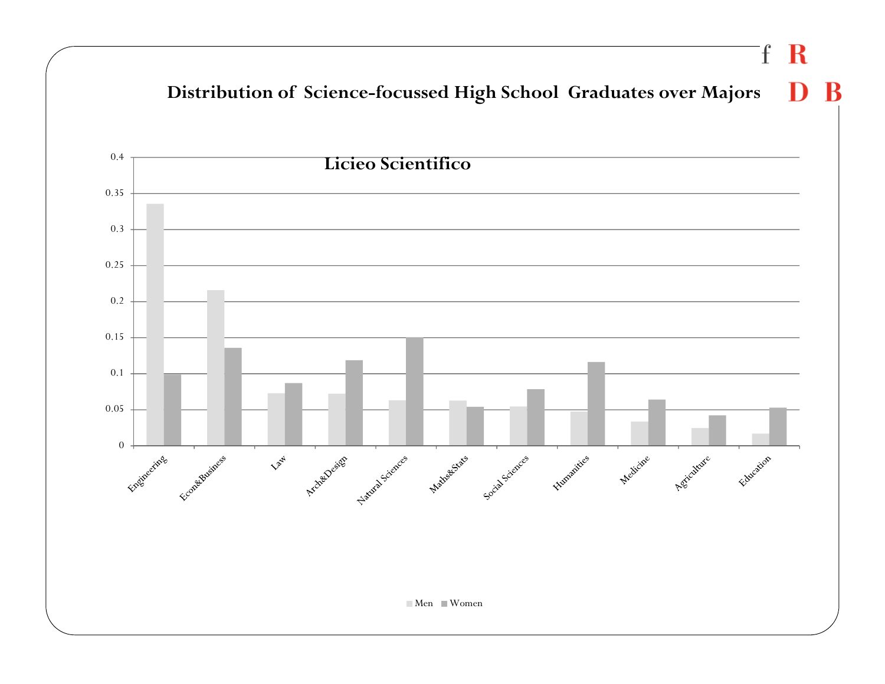# Distribution of Science-focussed High School Graduates over Majors

Licieo Scientifico

| Major | Men | Women |
|---|---|---|
| Engineering | 0.335 | 0.099 |
| Econ&Business | 0.215 | 0.135 |
| Law | 0.072 | 0.086 |
| Arch&Design | 0.071 | 0.118 |
| Natural Sciences | 0.062 | 0.150 |
| Maths&Stats | 0.062 | 0.053 |
| Social Sciences | 0.054 | 0.078 |
| Humanities | 0.047 | 0.115 |
| Medicine | 0.033 | 0.063 |
| Agriculture | 0.024 | 0.041 |
| Education | 0.016 | 0.052 |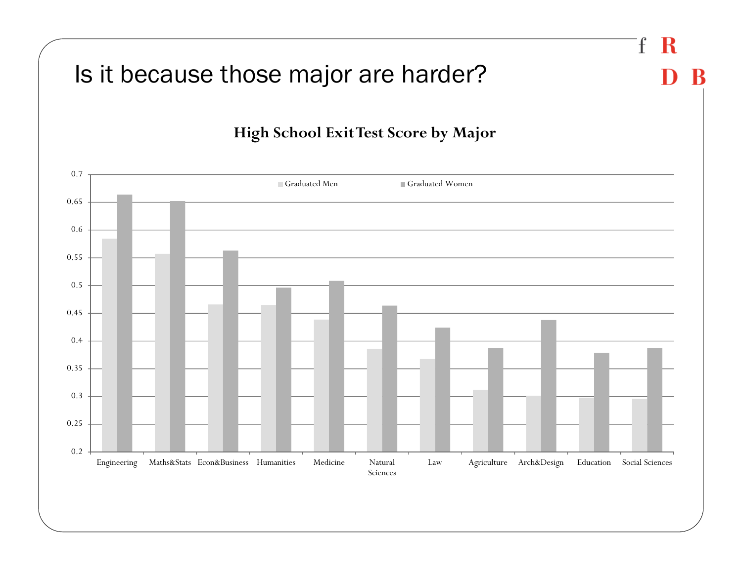# Is it because those major are harder?

**High School Exit Test Score by Major**

| Major | Graduated Men | Graduated Women |
|---|---|---|
| Engineering | 0.584 | 0.663 |
| Maths&Stats | 0.557 | 0.652 |
| Econ&Business | 0.466 | 0.562 |
| Humanities | 0.464 | 0.496 |
| Medicine | 0.439 | 0.508 |
| Natural Sciences | 0.386 | 0.464 |
| Law | 0.368 | 0.424 |
| Agriculture | 0.312 | 0.388 |
| Arch&Design | 0.301 | 0.438 |
| Education | 0.297 | 0.379 |
| Social Sciences | 0.295 | 0.387 |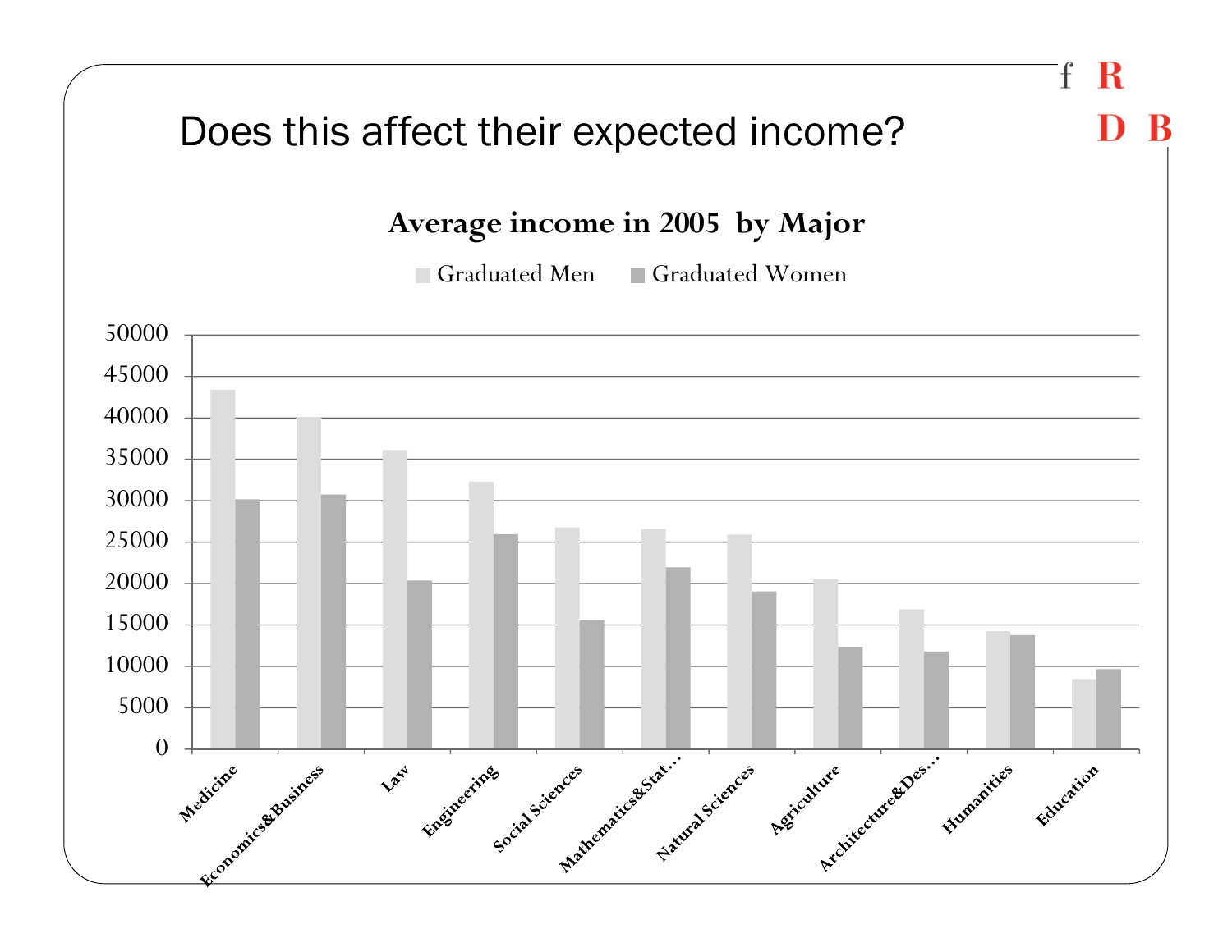# Does this affect their expected income?

**Average income in 2005 by Major**

Graduated Men · Graduated Women

| Major | Graduated Men | Graduated Women |
|---|---|---|
| Medicine | ~43300 | ~30100 |
| Economics&Business | ~40100 | ~30700 |
| Law | ~36100 | ~20300 |
| Engineering | ~32200 | ~25900 |
| Social Sciences | ~26700 | ~15600 |
| Mathematics&Stat… | ~26600 | ~21900 |
| Natural Sciences | ~25900 | ~19000 |
| Agriculture | ~20500 | ~12300 |
| Architecture&Des… | ~16800 | ~11700 |
| Humanities | ~14200 | ~13700 |
| Education | ~8400 | ~9600 |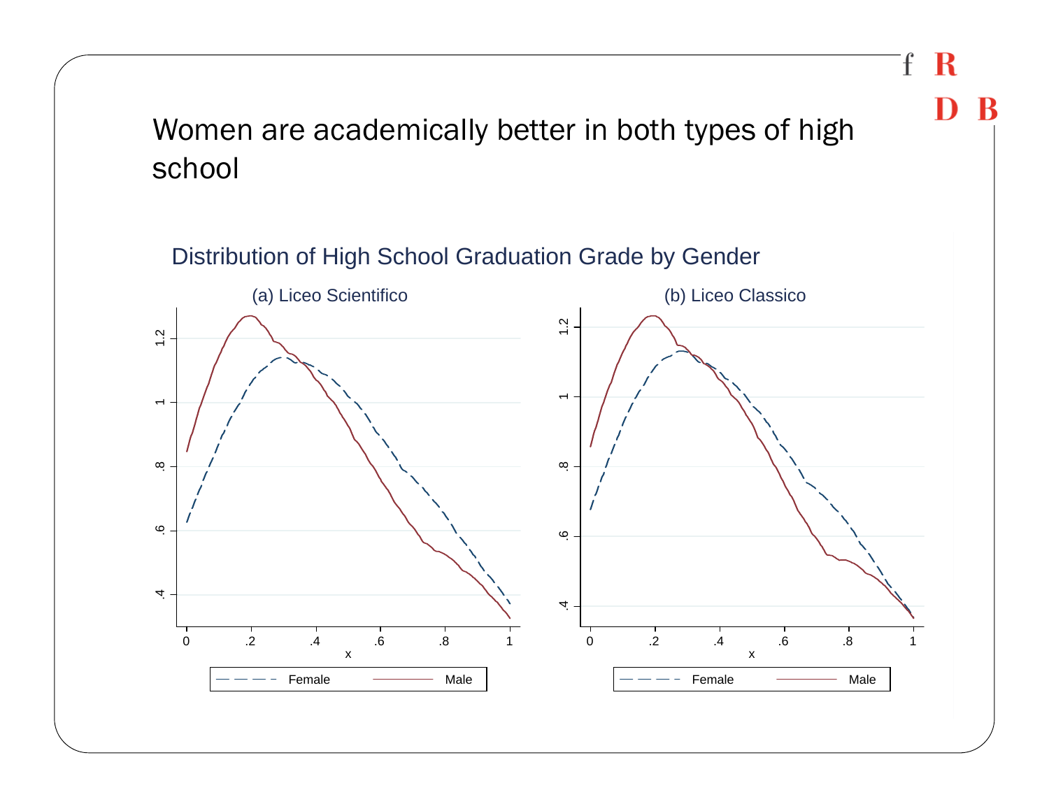# Women are academically better in both types of high school

Distribution of High School Graduation Grade by Gender

(a) Liceo Scientifico

(b) Liceo Classico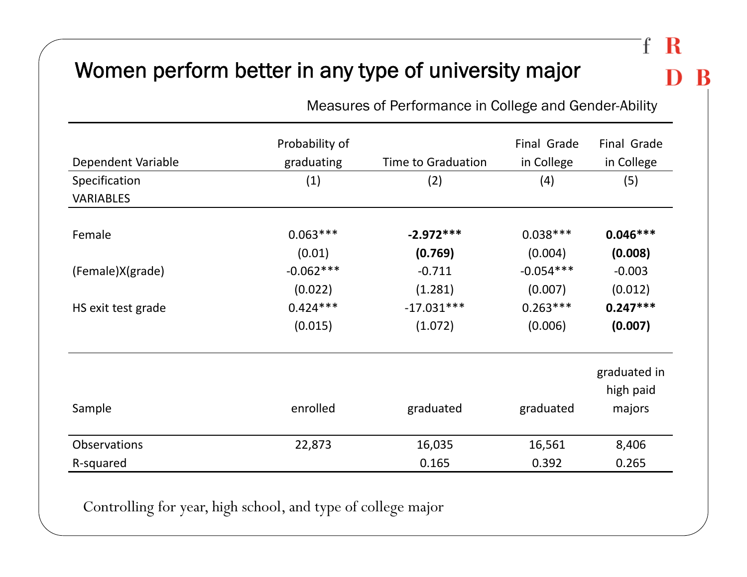# Women perform better in any type of university major

Measures of Performance in College and Gender-Ability

| Dependent Variable | Probability of graduating | Time to Graduation | Final Grade in College | Final Grade in College |
|---|---|---|---|---|
| Specification | (1) | (2) | (4) | (5) |
| VARIABLES | | | | |
| Female | 0.063*** | **-2.972***** | 0.038*** | **0.046***** |
| | (0.01) | **(0.769)** | (0.004) | **(0.008)** |
| (Female)X(grade) | -0.062*** | -0.711 | -0.054*** | -0.003 |
| | (0.022) | (1.281) | (0.007) | (0.012) |
| HS exit test grade | 0.424*** | -17.031*** | 0.263*** | **0.247***** |
| | (0.015) | (1.072) | (0.006) | **(0.007)** |
| Sample | enrolled | graduated | graduated | graduated in high paid majors |
| Observations | 22,873 | 16,035 | 16,561 | 8,406 |
| R-squared | | 0.165 | 0.392 | 0.265 |

Controlling for year, high school, and type of college major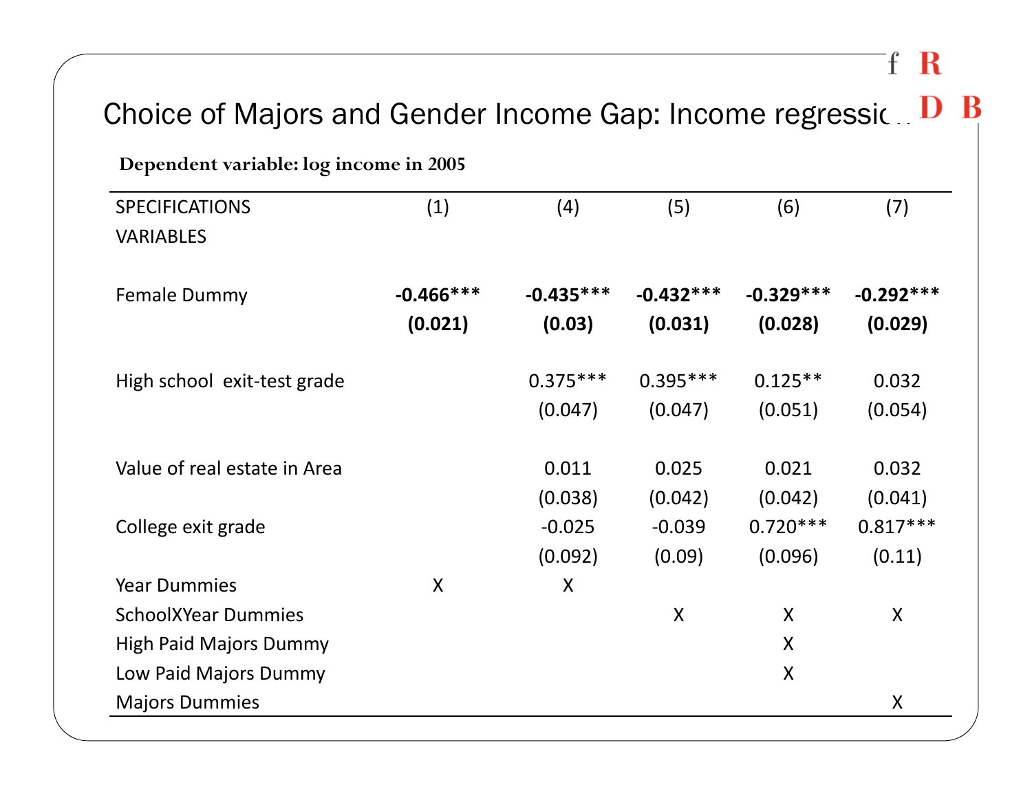# Choice of Majors and Gender Income Gap: Income regressio...

**Dependent variable: log income in 2005**

| SPECIFICATIONS<br>VARIABLES | (1) | (4) | (5) | (6) | (7) |
|---|---|---|---|---|---|
| Female Dummy | **-0.466*****<br>**(0.021)** | **-0.435*****<br>**(0.03)** | **-0.432*****<br>**(0.031)** | **-0.329*****<br>**(0.028)** | **-0.292*****<br>**(0.029)** |
| High school exit-test grade | | 0.375***<br>(0.047) | 0.395***<br>(0.047) | 0.125**<br>(0.051) | 0.032<br>(0.054) |
| Value of real estate in Area | | 0.011<br>(0.038) | 0.025<br>(0.042) | 0.021<br>(0.042) | 0.032<br>(0.041) |
| College exit grade | | -0.025<br>(0.092) | -0.039<br>(0.09) | 0.720***<br>(0.096) | 0.817***<br>(0.11) |
| Year Dummies | X | X | | | |
| SchoolXYear Dummies | | | X | X | X |
| High Paid Majors Dummy | | | | X | |
| Low Paid Majors Dummy | | | | X | |
| Majors Dummies | | | | | X |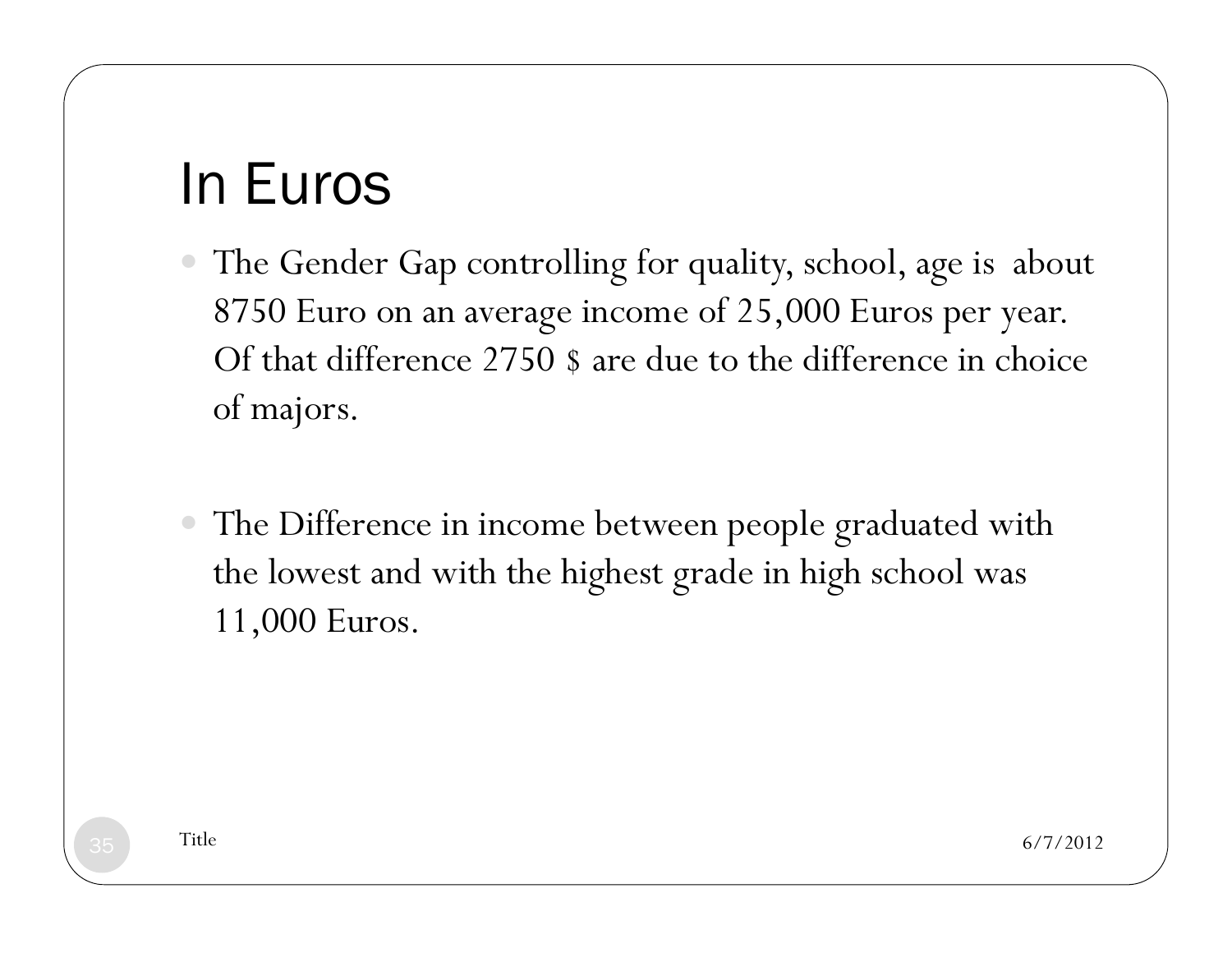# In Euros

- The Gender Gap controlling for quality, school, age is about 8750 Euro on an average income of 25,000 Euros per year. Of that difference 2750 $ are due to the difference in choice of majors.

- The Difference in income between people graduated with the lowest and with the highest grade in high school was 11,000 Euros.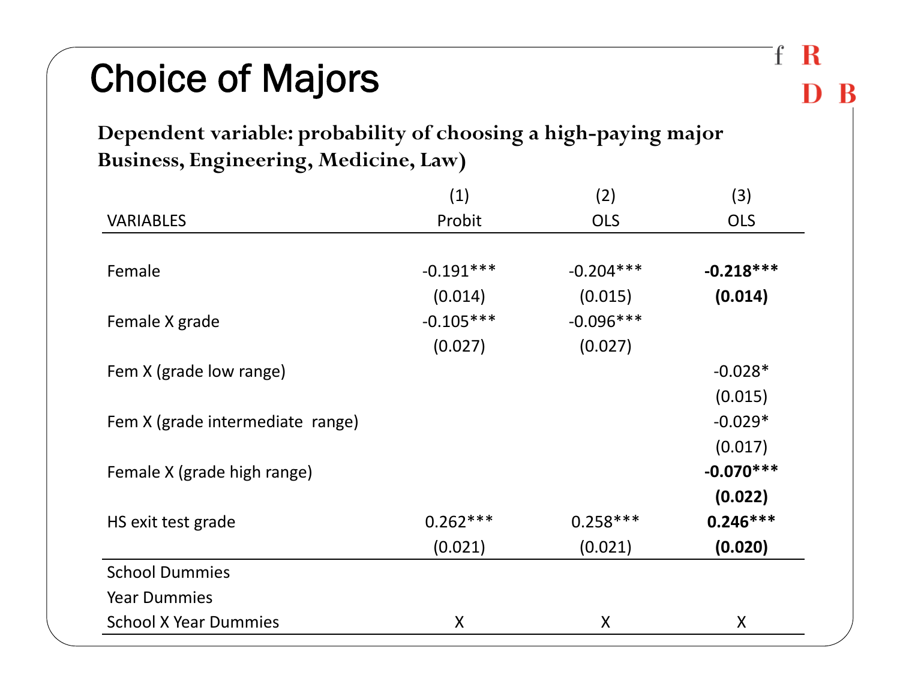# Choice of Majors

**Dependent variable: probability of choosing a high-paying major Business, Engineering, Medicine, Law)**

| VARIABLES | (1) Probit | (2) OLS | (3) OLS |
|---|---|---|---|
| Female | -0.191*** | -0.204*** | **-0.218*** ** |
| | (0.014) | (0.015) | **(0.014)** |
| Female X grade | -0.105*** | -0.096*** | |
| | (0.027) | (0.027) | |
| Fem X (grade low range) | | | -0.028* |
| | | | (0.015) |
| Fem X (grade intermediate range) | | | -0.029* |
| | | | (0.017) |
| Female X (grade high range) | | | **-0.070*** ** |
| | | | **(0.022)** |
| HS exit test grade | 0.262*** | 0.258*** | **0.246*** ** |
| | (0.021) | (0.021) | **(0.020)** |
| School Dummies | | | |
| Year Dummies | | | |
| School X Year Dummies | X | X | X |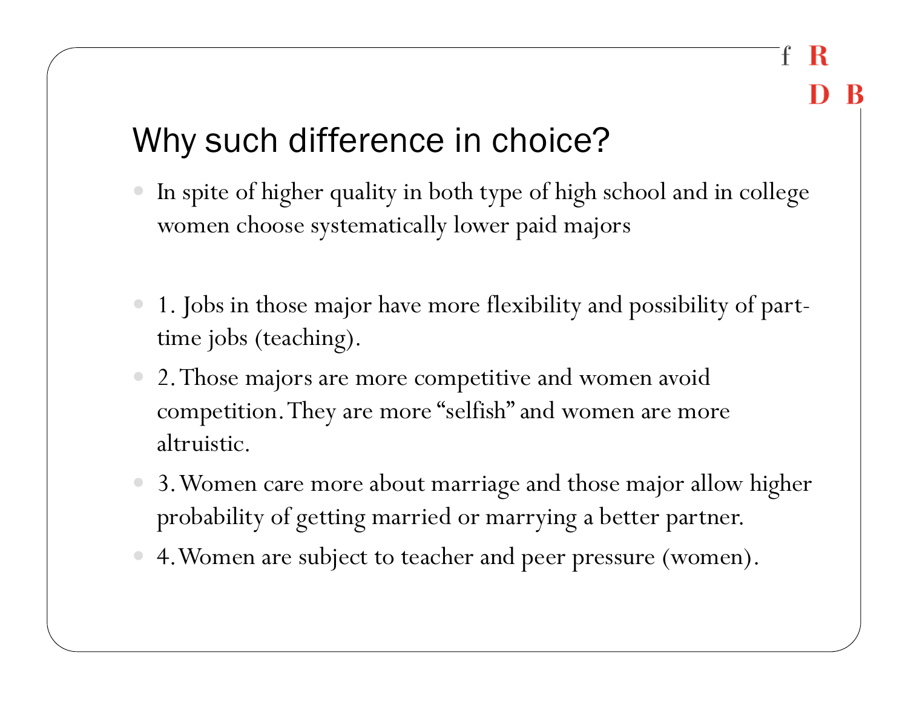## Why such difference in choice?

- In spite of higher quality in both type of high school and in college women choose systematically lower paid majors

- 1. Jobs in those major have more flexibility and possibility of part-time jobs (teaching).
- 2. Those majors are more competitive and women avoid competition. They are more "selfish" and women are more altruistic.
- 3. Women care more about marriage and those major allow higher probability of getting married or marrying a better partner.
- 4. Women are subject to teacher and peer pressure (women).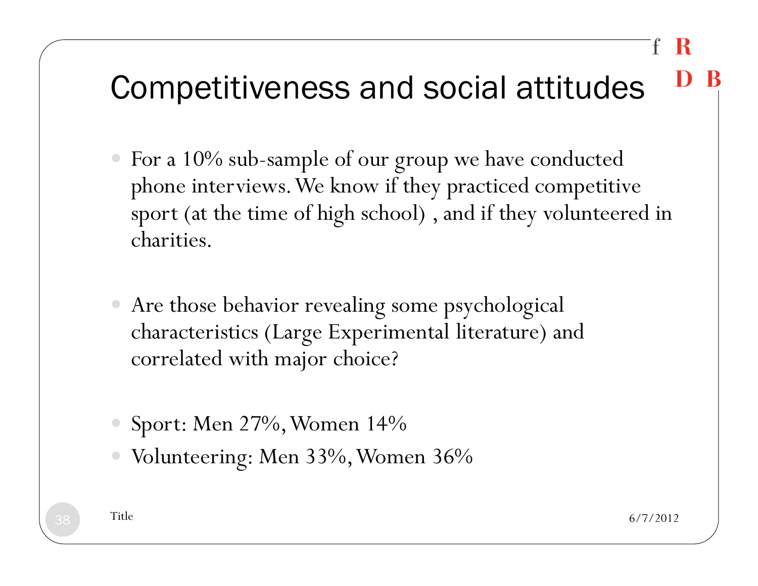# Competitiveness and social attitudes

- For a 10% sub-sample of our group we have conducted phone interviews. We know if they practiced competitive sport (at the time of high school) , and if they volunteered in charities.

- Are those behavior revealing some psychological characteristics (Large Experimental literature) and correlated with major choice?

- Sport: Men 27%, Women 14%
- Volunteering: Men 33%, Women 36%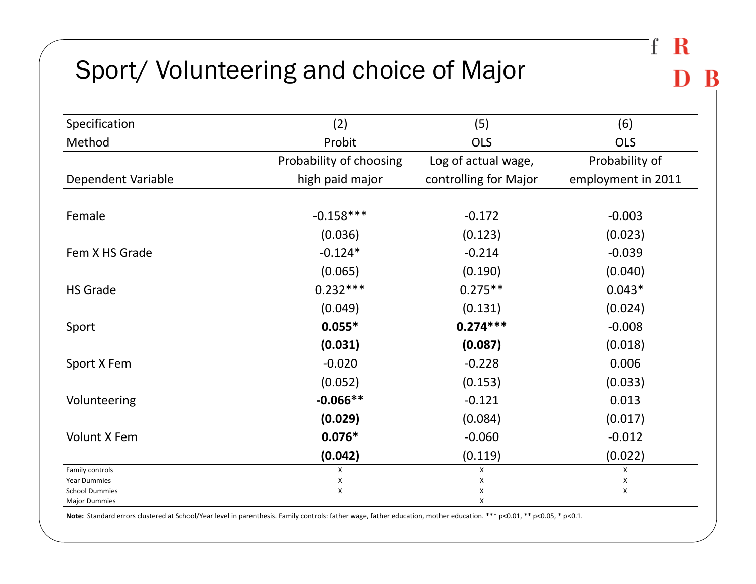# Sport/ Volunteering and choice of Major

| Specification | (2) | (5) | (6) |
|---|---|---|---|
| Method | Probit | OLS | OLS |
| Dependent Variable | Probability of choosing high paid major | Log of actual wage, controlling for Major | Probability of employment in 2011 |
| Female | -0.158*** | -0.172 | -0.003 |
| | (0.036) | (0.123) | (0.023) |
| Fem X HS Grade | -0.124* | -0.214 | -0.039 |
| | (0.065) | (0.190) | (0.040) |
| HS Grade | 0.232*** | 0.275** | 0.043* |
| | (0.049) | (0.131) | (0.024) |
| Sport | **0.055*** | **0.274***** | -0.008 |
| | **(0.031)** | **(0.087)** | (0.018) |
| Sport X Fem | -0.020 | -0.228 | 0.006 |
| | (0.052) | (0.153) | (0.033) |
| Volunteering | **-0.066**** | -0.121 | 0.013 |
| | **(0.029)** | (0.084) | (0.017) |
| Volunt X Fem | **0.076*** | -0.060 | -0.012 |
| | **(0.042)** | (0.119) | (0.022) |
| Family controls | X | X | X |
| Year Dummies | X | X | X |
| School Dummies | X | X | X |
| Major Dummies | | X | |

**Note:** Standard errors clustered at School/Year level in parenthesis. Family controls: father wage, father education, mother education. *** p<0.01, ** p<0.05, * p<0.1.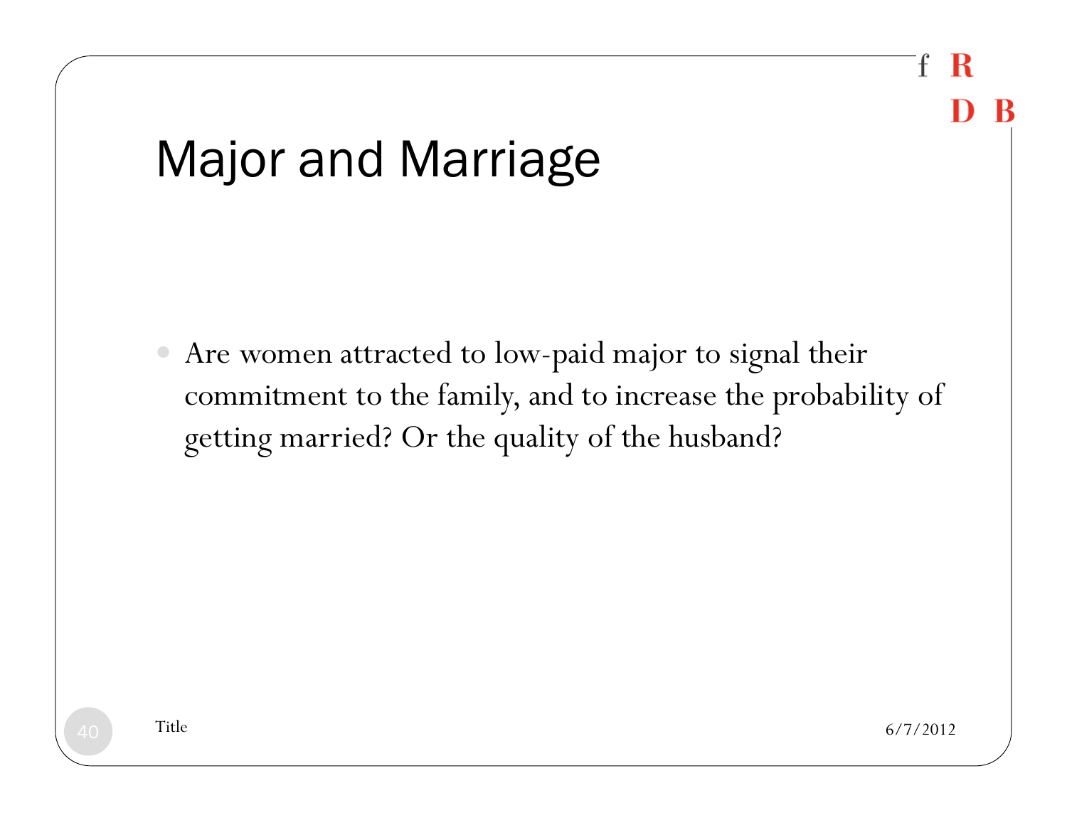# Major and Marriage

- Are women attracted to low-paid major to signal their commitment to the family, and to increase the probability of getting married? Or the quality of the husband?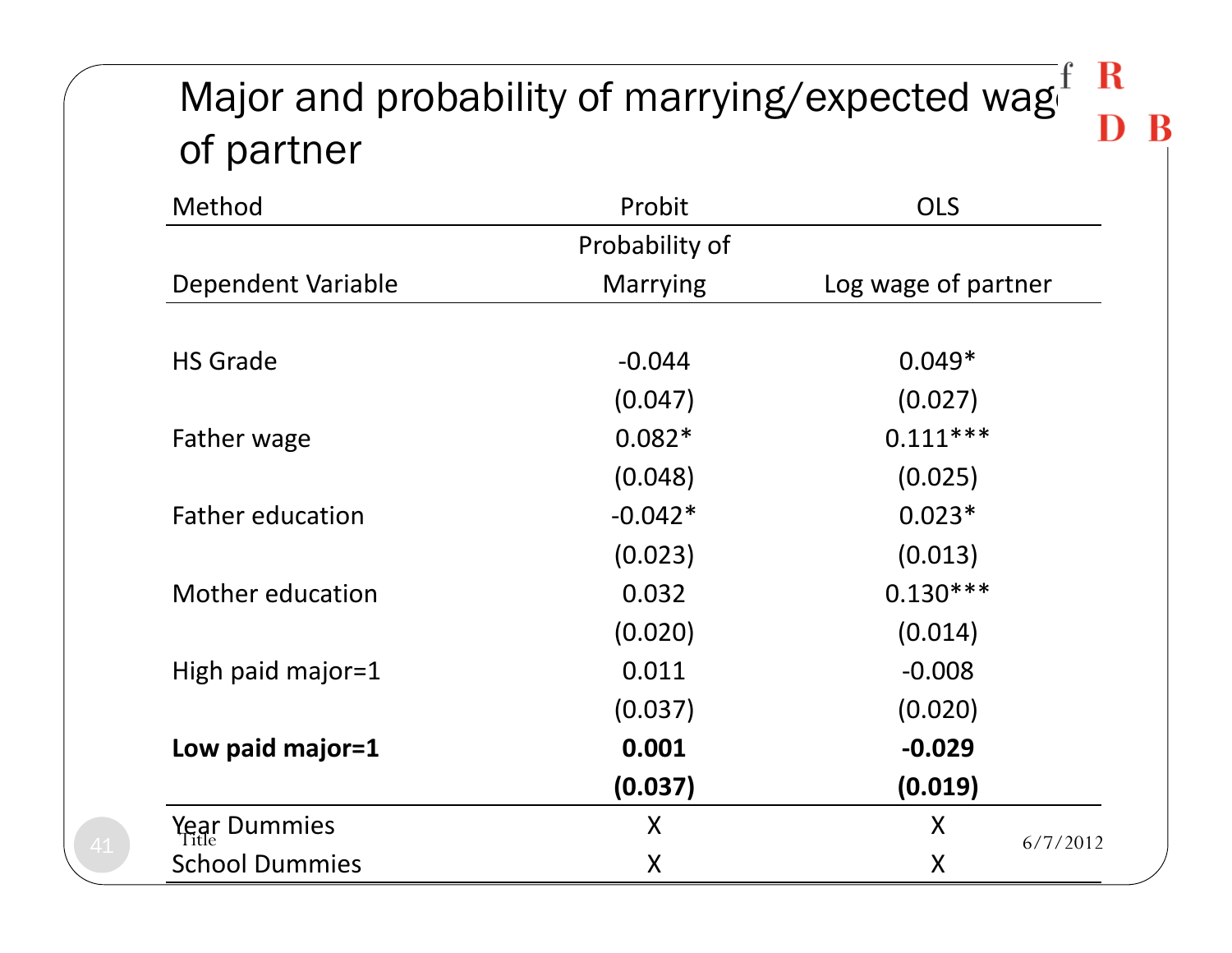# Major and probability of marrying/expected wage of partner

| Method | Probit | OLS |
|---|---|---|
| Dependent Variable | Probability of Marrying | Log wage of partner |
| HS Grade | -0.044 | 0.049* |
| | (0.047) | (0.027) |
| Father wage | 0.082* | 0.111*** |
| | (0.048) | (0.025) |
| Father education | -0.042* | 0.023* |
| | (0.023) | (0.013) |
| Mother education | 0.032 | 0.130*** |
| | (0.020) | (0.014) |
| High paid major=1 | 0.011 | -0.008 |
| | (0.037) | (0.020) |
| **Low paid major=1** | **0.001** | **-0.029** |
| | **(0.037)** | **(0.019)** |
| Year Dummies | X | X |
| School Dummies | X | X |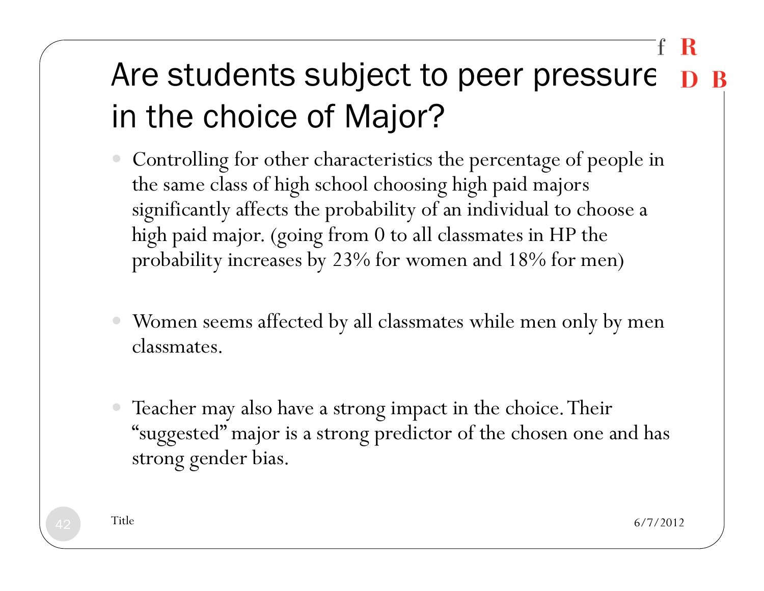# Are students subject to peer pressure in the choice of Major?

- Controlling for other characteristics the percentage of people in the same class of high school choosing high paid majors significantly affects the probability of an individual to choose a high paid major. (going from 0 to all classmates in HP the probability increases by 23% for women and 18% for men)

- Women seems affected by all classmates while men only by men classmates.

- Teacher may also have a strong impact in the choice. Their "suggested" major is a strong predictor of the chosen one and has strong gender bias.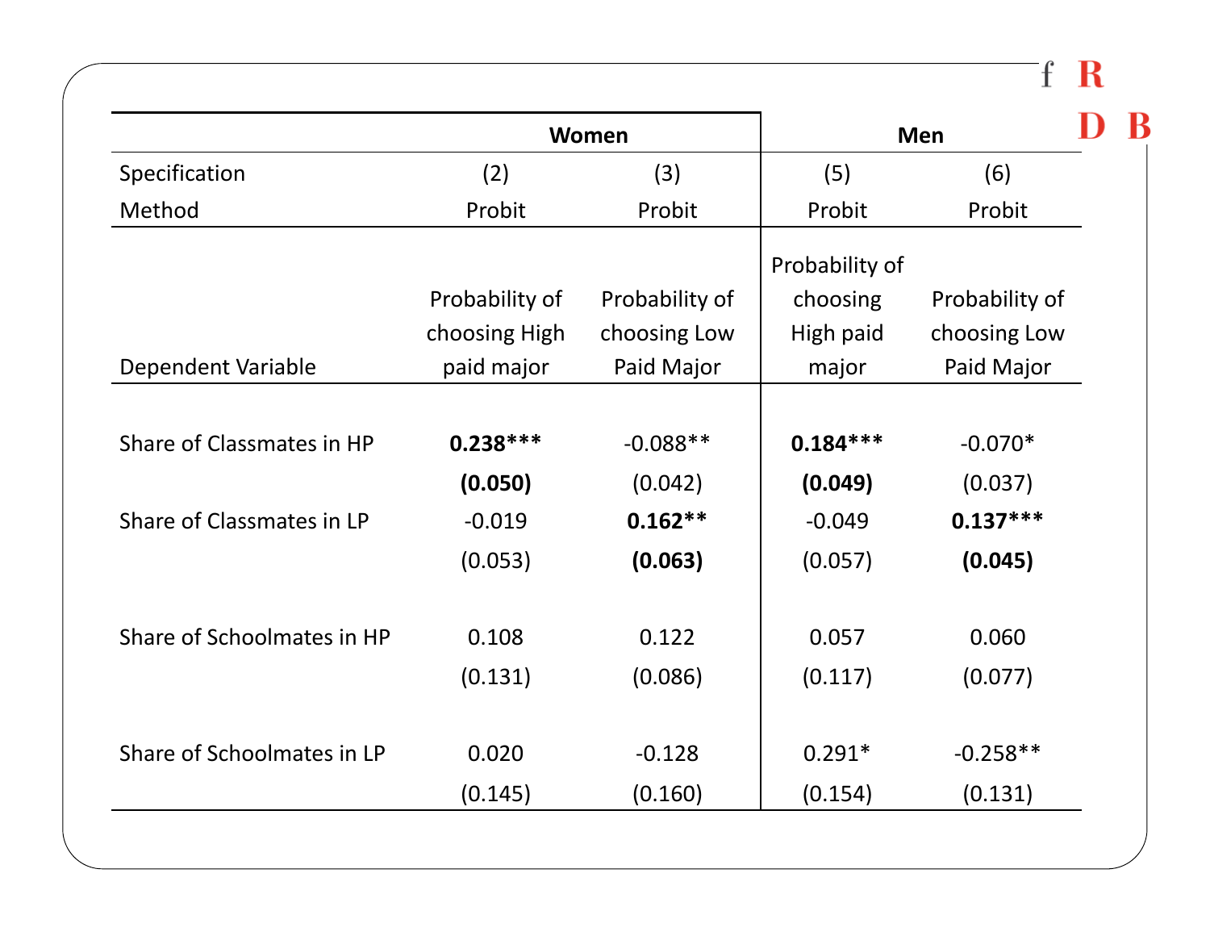| | Women | | Men | |
|---|---|---|---|---|
| Specification | (2) | (3) | (5) | (6) |
| Method | Probit | Probit | Probit | Probit |
| Dependent Variable | Probability of choosing High paid major | Probability of choosing Low Paid Major | Probability of choosing High paid major | Probability of choosing Low Paid Major |
| Share of Classmates in HP | **0.238*** ** | -0.088** | **0.184*** ** | -0.070* |
| | **(0.050)** | (0.042) | **(0.049)** | (0.037) |
| Share of Classmates in LP | -0.019 | **0.162** ** | -0.049 | **0.137*** ** |
| | (0.053) | **(0.063)** | (0.057) | **(0.045)** |
| Share of Schoolmates in HP | 0.108 | 0.122 | 0.057 | 0.060 |
| | (0.131) | (0.086) | (0.117) | (0.077) |
| Share of Schoolmates in LP | 0.020 | -0.128 | 0.291* | -0.258** |
| | (0.145) | (0.160) | (0.154) | (0.131) |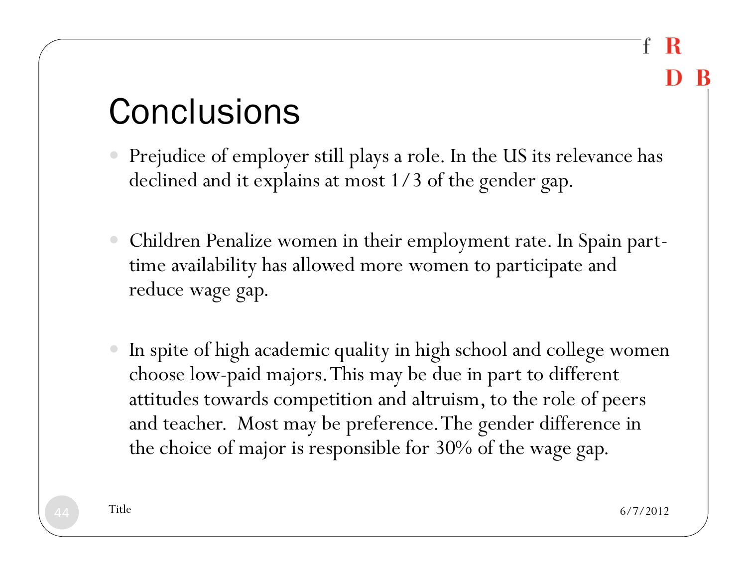# Conclusions

- Prejudice of employer still plays a role. In the US its relevance has declined and it explains at most 1/3 of the gender gap.

- Children Penalize women in their employment rate. In Spain part-time availability has allowed more women to participate and reduce wage gap.

- In spite of high academic quality in high school and college women choose low-paid majors. This may be due in part to different attitudes towards competition and altruism, to the role of peers and teacher. Most may be preference. The gender difference in the choice of major is responsible for 30% of the wage gap.